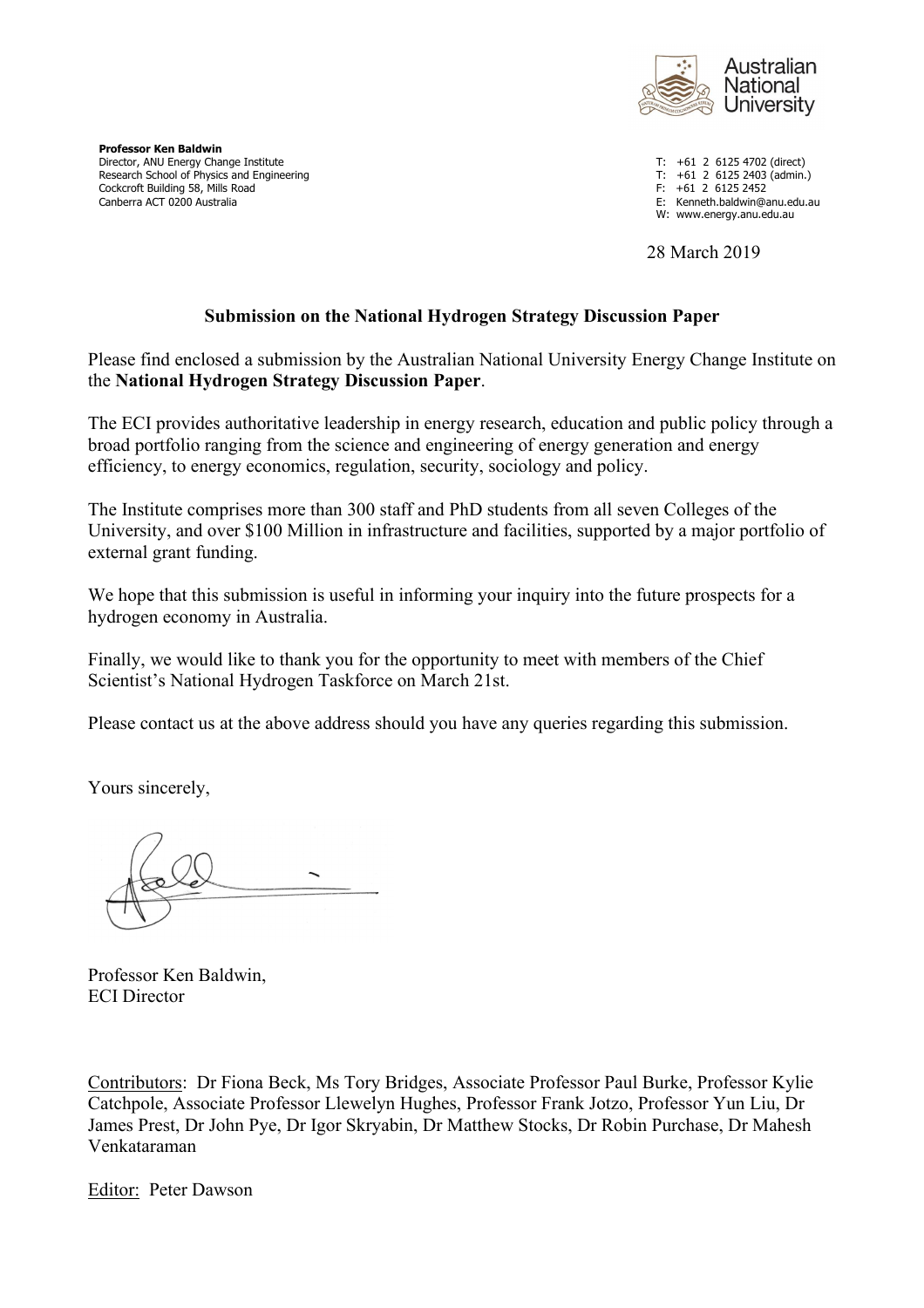**Professor Ken Baldwin**
Director, ANU Energy Change Institute
Research School of Physics and Engineering
Cockcroft Building 58, Mills Road
Canberra ACT 0200 Australia

T: +61 2 6125 4702 (direct)
T: +61 2 6125 2403 (admin.)
F: +61 2 6125 2452
E: Kenneth.baldwin@anu.edu.au
W: www.energy.anu.edu.au

28 March 2019

**Submission on the National Hydrogen Strategy Discussion Paper**

Please find enclosed a submission by the Australian National University Energy Change Institute on the **National Hydrogen Strategy Discussion Paper**.

The ECI provides authoritative leadership in energy research, education and public policy through a broad portfolio ranging from the science and engineering of energy generation and energy efficiency, to energy economics, regulation, security, sociology and policy.

The Institute comprises more than 300 staff and PhD students from all seven Colleges of the University, and over $100 Million in infrastructure and facilities, supported by a major portfolio of external grant funding.

We hope that this submission is useful in informing your inquiry into the future prospects for a hydrogen economy in Australia.

Finally, we would like to thank you for the opportunity to meet with members of the Chief Scientist's National Hydrogen Taskforce on March 21st.

Please contact us at the above address should you have any queries regarding this submission.

Yours sincerely,

Professor Ken Baldwin,
ECI Director

Contributors: Dr Fiona Beck, Ms Tory Bridges, Associate Professor Paul Burke, Professor Kylie Catchpole, Associate Professor Llewelyn Hughes, Professor Frank Jotzo, Professor Yun Liu, Dr James Prest, Dr John Pye, Dr Igor Skryabin, Dr Matthew Stocks, Dr Robin Purchase, Dr Mahesh Venkataraman

Editor: Peter Dawson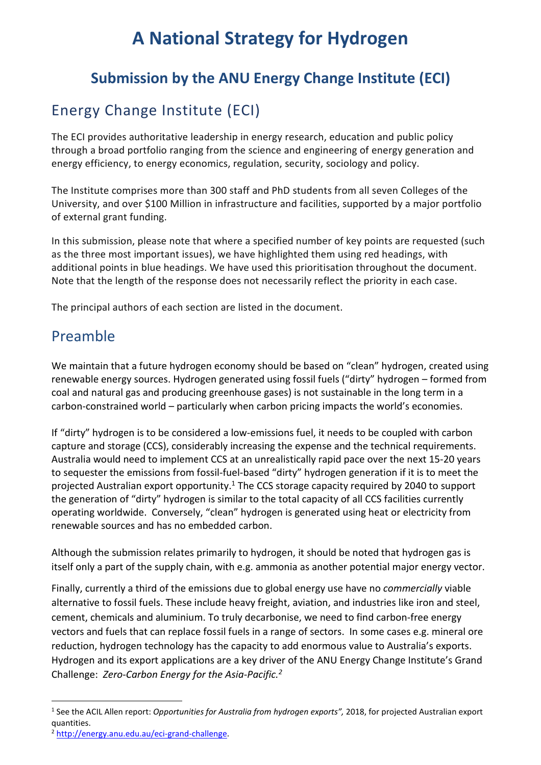# A National Strategy for Hydrogen

## Submission by the ANU Energy Change Institute (ECI)

## Energy Change Institute (ECI)

The ECI provides authoritative leadership in energy research, education and public policy through a broad portfolio ranging from the science and engineering of energy generation and energy efficiency, to energy economics, regulation, security, sociology and policy.

The Institute comprises more than 300 staff and PhD students from all seven Colleges of the University, and over $100 Million in infrastructure and facilities, supported by a major portfolio of external grant funding.

In this submission, please note that where a specified number of key points are requested (such as the three most important issues), we have highlighted them using red headings, with additional points in blue headings. We have used this prioritisation throughout the document. Note that the length of the response does not necessarily reflect the priority in each case.

The principal authors of each section are listed in the document.

## Preamble

We maintain that a future hydrogen economy should be based on "clean" hydrogen, created using renewable energy sources. Hydrogen generated using fossil fuels ("dirty" hydrogen – formed from coal and natural gas and producing greenhouse gases) is not sustainable in the long term in a carbon-constrained world – particularly when carbon pricing impacts the world's economies.

If "dirty" hydrogen is to be considered a low-emissions fuel, it needs to be coupled with carbon capture and storage (CCS), considerably increasing the expense and the technical requirements. Australia would need to implement CCS at an unrealistically rapid pace over the next 15-20 years to sequester the emissions from fossil-fuel-based "dirty" hydrogen generation if it is to meet the projected Australian export opportunity.[1] The CCS storage capacity required by 2040 to support the generation of "dirty" hydrogen is similar to the total capacity of all CCS facilities currently operating worldwide. Conversely, "clean" hydrogen is generated using heat or electricity from renewable sources and has no embedded carbon.

Although the submission relates primarily to hydrogen, it should be noted that hydrogen gas is itself only a part of the supply chain, with e.g. ammonia as another potential major energy vector.

Finally, currently a third of the emissions due to global energy use have no *commercially* viable alternative to fossil fuels. These include heavy freight, aviation, and industries like iron and steel, cement, chemicals and aluminium. To truly decarbonise, we need to find carbon-free energy vectors and fuels that can replace fossil fuels in a range of sectors. In some cases e.g. mineral ore reduction, hydrogen technology has the capacity to add enormous value to Australia's exports. Hydrogen and its export applications are a key driver of the ANU Energy Change Institute's Grand Challenge: *Zero-Carbon Energy for the Asia-Pacific.*[2]

---

[1] See the ACIL Allen report: *Opportunities for Australia from hydrogen exports",* 2018, for projected Australian export quantities.

[2] http://energy.anu.edu.au/eci-grand-challenge.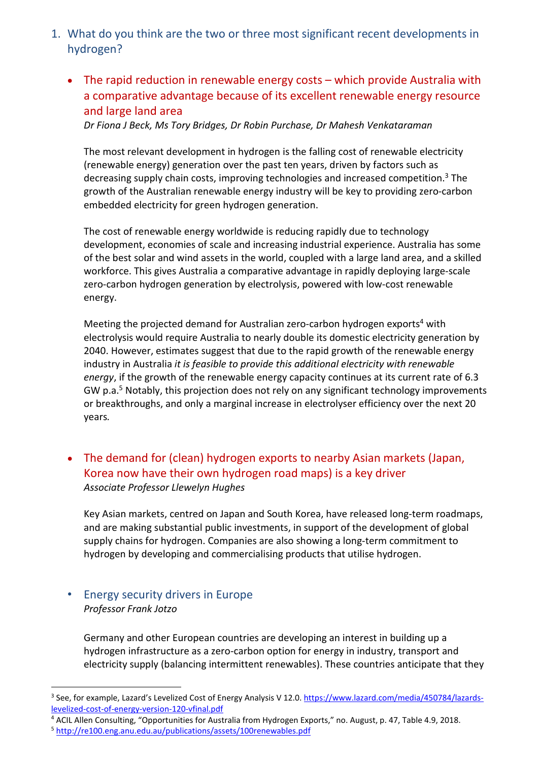1. What do you think are the two or three most significant recent developments in hydrogen?

- **The rapid reduction in renewable energy costs – which provide Australia with a comparative advantage because of its excellent renewable energy resource and large land area**
  *Dr Fiona J Beck, Ms Tory Bridges, Dr Robin Purchase, Dr Mahesh Venkataraman*

  The most relevant development in hydrogen is the falling cost of renewable electricity (renewable energy) generation over the past ten years, driven by factors such as decreasing supply chain costs, improving technologies and increased competition.[3] The growth of the Australian renewable energy industry will be key to providing zero-carbon embedded electricity for green hydrogen generation.

  The cost of renewable energy worldwide is reducing rapidly due to technology development, economies of scale and increasing industrial experience. Australia has some of the best solar and wind assets in the world, coupled with a large land area, and a skilled workforce. This gives Australia a comparative advantage in rapidly deploying large-scale zero-carbon hydrogen generation by electrolysis, powered with low-cost renewable energy.

  Meeting the projected demand for Australian zero-carbon hydrogen exports[4] with electrolysis would require Australia to nearly double its domestic electricity generation by 2040. However, estimates suggest that due to the rapid growth of the renewable energy industry in Australia *it is feasible to provide this additional electricity with renewable energy*, if the growth of the renewable energy capacity continues at its current rate of 6.3 GW p.a.[5] Notably, this projection does not rely on any significant technology improvements or breakthroughs, and only a marginal increase in electrolyser efficiency over the next 20 years.

- **The demand for (clean) hydrogen exports to nearby Asian markets (Japan, Korea now have their own hydrogen road maps) is a key driver**
  *Associate Professor Llewelyn Hughes*

  Key Asian markets, centred on Japan and South Korea, have released long-term roadmaps, and are making substantial public investments, in support of the development of global supply chains for hydrogen. Companies are also showing a long-term commitment to hydrogen by developing and commercialising products that utilise hydrogen.

- **Energy security drivers in Europe**
  *Professor Frank Jotzo*

  Germany and other European countries are developing an interest in building up a hydrogen infrastructure as a zero-carbon option for energy in industry, transport and electricity supply (balancing intermittent renewables). These countries anticipate that they

---

[3] See, for example, Lazard's Levelized Cost of Energy Analysis V 12.0. https://www.lazard.com/media/450784/lazards-levelized-cost-of-energy-version-120-vfinal.pdf
[4] ACIL Allen Consulting, "Opportunities for Australia from Hydrogen Exports," no. August, p. 47, Table 4.9, 2018.
[5] http://re100.eng.anu.edu.au/publications/assets/100renewables.pdf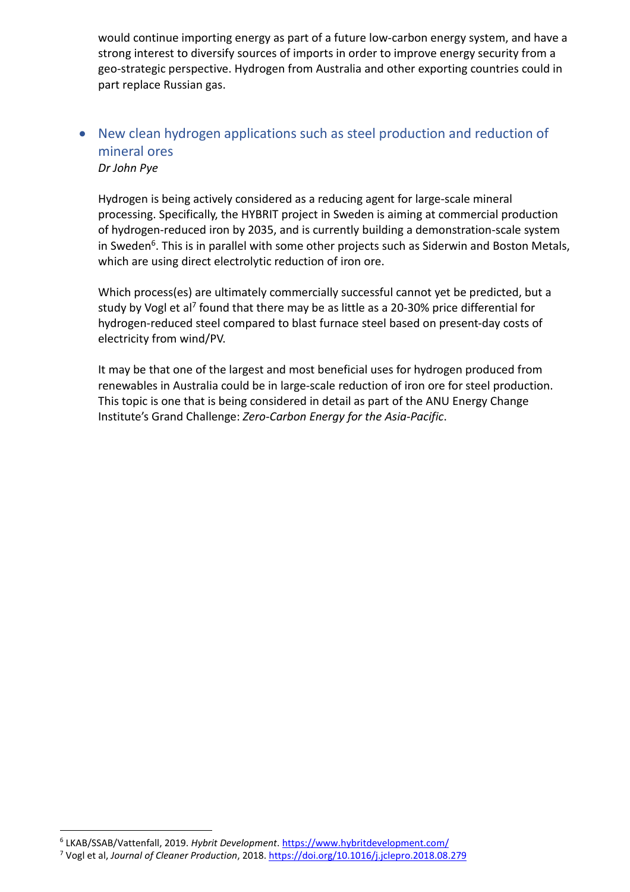would continue importing energy as part of a future low-carbon energy system, and have a strong interest to diversify sources of imports in order to improve energy security from a geo-strategic perspective. Hydrogen from Australia and other exporting countries could in part replace Russian gas.

- ### New clean hydrogen applications such as steel production and reduction of mineral ores

  *Dr John Pye*

  Hydrogen is being actively considered as a reducing agent for large-scale mineral processing. Specifically, the HYBRIT project in Sweden is aiming at commercial production of hydrogen-reduced iron by 2035, and is currently building a demonstration-scale system in Sweden[6]. This is in parallel with some other projects such as Siderwin and Boston Metals, which are using direct electrolytic reduction of iron ore.

  Which process(es) are ultimately commercially successful cannot yet be predicted, but a study by Vogl et al[7] found that there may be as little as a 20-30% price differential for hydrogen-reduced steel compared to blast furnace steel based on present-day costs of electricity from wind/PV.

  It may be that one of the largest and most beneficial uses for hydrogen produced from renewables in Australia could be in large-scale reduction of iron ore for steel production. This topic is one that is being considered in detail as part of the ANU Energy Change Institute's Grand Challenge: *Zero-Carbon Energy for the Asia-Pacific*.

---

[6] LKAB/SSAB/Vattenfall, 2019. *Hybrit Development*. https://www.hybritdevelopment.com/

[7] Vogl et al, *Journal of Cleaner Production*, 2018. https://doi.org/10.1016/j.jclepro.2018.08.279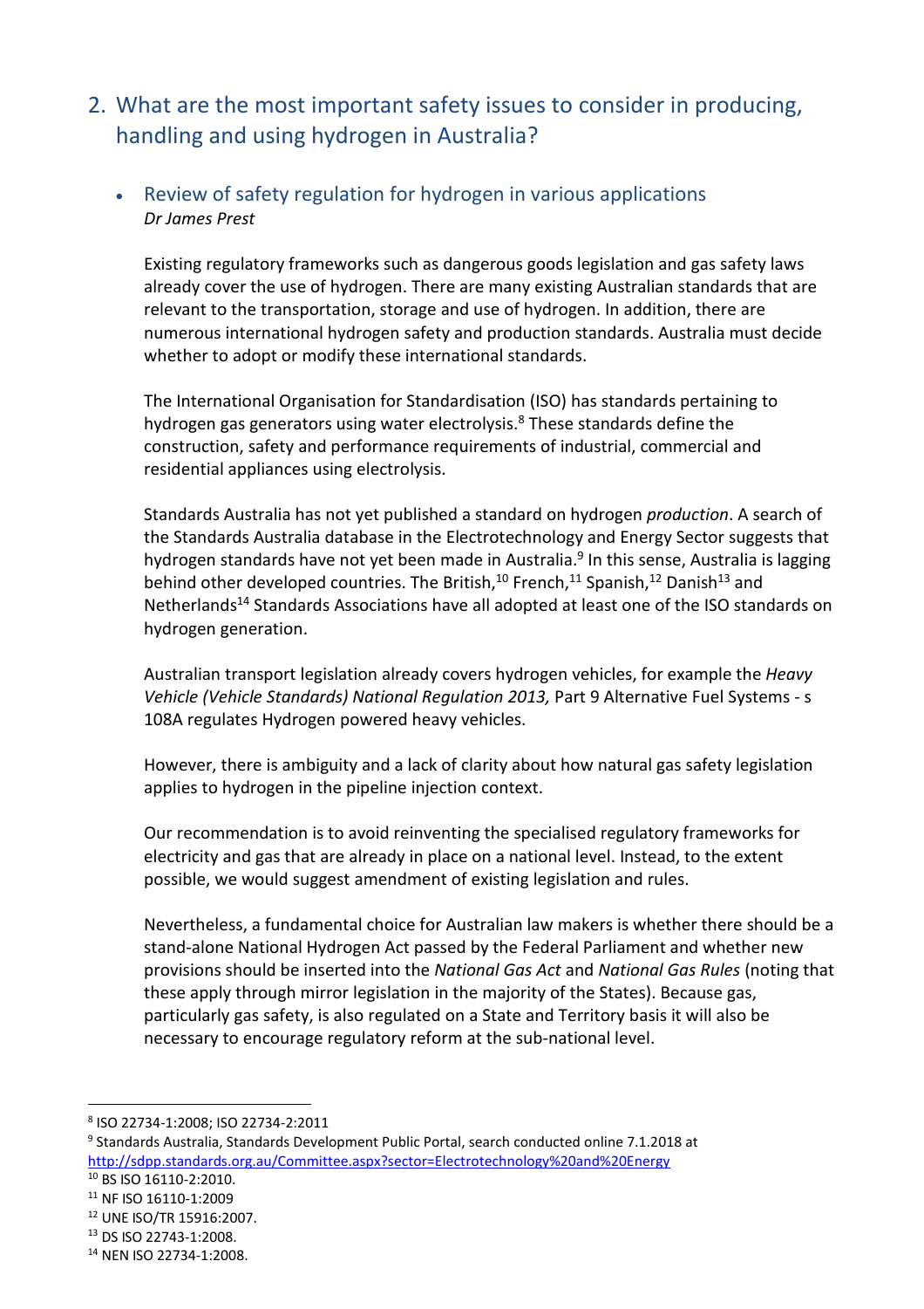## 2. What are the most important safety issues to consider in producing, handling and using hydrogen in Australia?

- ### Review of safety regulation for hydrogen in various applications

  *Dr James Prest*

Existing regulatory frameworks such as dangerous goods legislation and gas safety laws already cover the use of hydrogen. There are many existing Australian standards that are relevant to the transportation, storage and use of hydrogen. In addition, there are numerous international hydrogen safety and production standards. Australia must decide whether to adopt or modify these international standards.

The International Organisation for Standardisation (ISO) has standards pertaining to hydrogen gas generators using water electrolysis.[8] These standards define the construction, safety and performance requirements of industrial, commercial and residential appliances using electrolysis.

Standards Australia has not yet published a standard on hydrogen *production*. A search of the Standards Australia database in the Electrotechnology and Energy Sector suggests that hydrogen standards have not yet been made in Australia.[9] In this sense, Australia is lagging behind other developed countries. The British,[10] French,[11] Spanish,[12] Danish[13] and Netherlands[14] Standards Associations have all adopted at least one of the ISO standards on hydrogen generation.

Australian transport legislation already covers hydrogen vehicles, for example the *Heavy Vehicle (Vehicle Standards) National Regulation 2013,* Part 9 Alternative Fuel Systems - s 108A regulates Hydrogen powered heavy vehicles.

However, there is ambiguity and a lack of clarity about how natural gas safety legislation applies to hydrogen in the pipeline injection context.

Our recommendation is to avoid reinventing the specialised regulatory frameworks for electricity and gas that are already in place on a national level. Instead, to the extent possible, we would suggest amendment of existing legislation and rules.

Nevertheless, a fundamental choice for Australian law makers is whether there should be a stand-alone National Hydrogen Act passed by the Federal Parliament and whether new provisions should be inserted into the *National Gas Act* and *National Gas Rules* (noting that these apply through mirror legislation in the majority of the States). Because gas, particularly gas safety, is also regulated on a State and Territory basis it will also be necessary to encourage regulatory reform at the sub-national level.

---

[8] ISO 22734-1:2008; ISO 22734-2:2011

[9] Standards Australia, Standards Development Public Portal, search conducted online 7.1.2018 at http://sdpp.standards.org.au/Committee.aspx?sector=Electrotechnology%20and%20Energy

[10] BS ISO 16110-2:2010.

[11] NF ISO 16110-1:2009

[12] UNE ISO/TR 15916:2007.

[13] DS ISO 22743-1:2008.

[14] NEN ISO 22734-1:2008.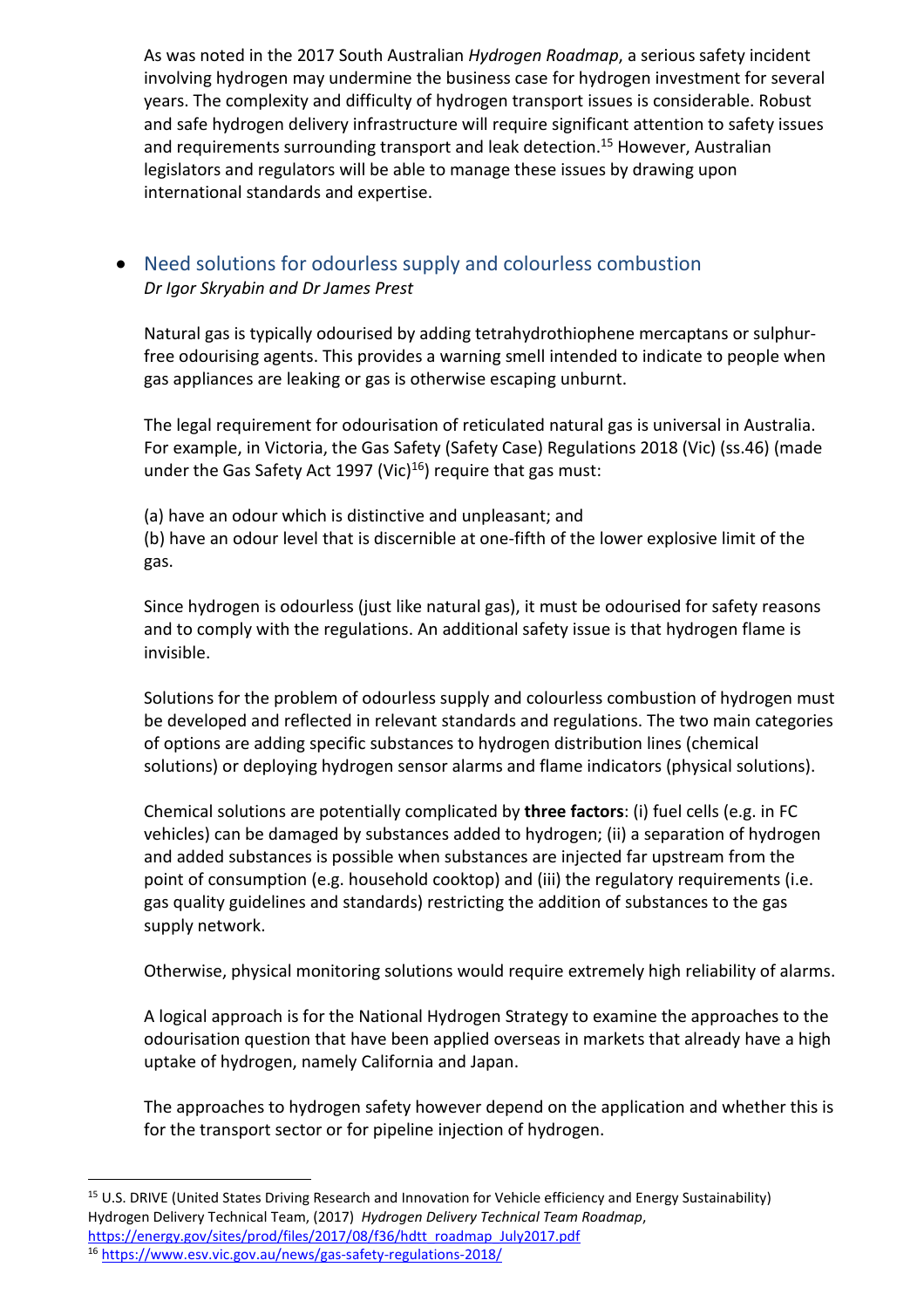As was noted in the 2017 South Australian *Hydrogen Roadmap*, a serious safety incident involving hydrogen may undermine the business case for hydrogen investment for several years. The complexity and difficulty of hydrogen transport issues is considerable. Robust and safe hydrogen delivery infrastructure will require significant attention to safety issues and requirements surrounding transport and leak detection.[15] However, Australian legislators and regulators will be able to manage these issues by drawing upon international standards and expertise.

- ### Need solutions for odourless supply and colourless combustion

  *Dr Igor Skryabin and Dr James Prest*

Natural gas is typically odourised by adding tetrahydrothiophene mercaptans or sulphur-free odourising agents. This provides a warning smell intended to indicate to people when gas appliances are leaking or gas is otherwise escaping unburnt.

The legal requirement for odourisation of reticulated natural gas is universal in Australia. For example, in Victoria, the Gas Safety (Safety Case) Regulations 2018 (Vic) (ss.46) (made under the Gas Safety Act 1997 (Vic)[16]) require that gas must:

(a) have an odour which is distinctive and unpleasant; and
(b) have an odour level that is discernible at one-fifth of the lower explosive limit of the gas.

Since hydrogen is odourless (just like natural gas), it must be odourised for safety reasons and to comply with the regulations. An additional safety issue is that hydrogen flame is invisible.

Solutions for the problem of odourless supply and colourless combustion of hydrogen must be developed and reflected in relevant standards and regulations. The two main categories of options are adding specific substances to hydrogen distribution lines (chemical solutions) or deploying hydrogen sensor alarms and flame indicators (physical solutions).

Chemical solutions are potentially complicated by **three factors**: (i) fuel cells (e.g. in FC vehicles) can be damaged by substances added to hydrogen; (ii) a separation of hydrogen and added substances is possible when substances are injected far upstream from the point of consumption (e.g. household cooktop) and (iii) the regulatory requirements (i.e. gas quality guidelines and standards) restricting the addition of substances to the gas supply network.

Otherwise, physical monitoring solutions would require extremely high reliability of alarms.

A logical approach is for the National Hydrogen Strategy to examine the approaches to the odourisation question that have been applied overseas in markets that already have a high uptake of hydrogen, namely California and Japan.

The approaches to hydrogen safety however depend on the application and whether this is for the transport sector or for pipeline injection of hydrogen.

---

[15] U.S. DRIVE (United States Driving Research and Innovation for Vehicle efficiency and Energy Sustainability) Hydrogen Delivery Technical Team, (2017) *Hydrogen Delivery Technical Team Roadmap*, https://energy.gov/sites/prod/files/2017/08/f36/hdtt_roadmap_July2017.pdf

[16] https://www.esv.vic.gov.au/news/gas-safety-regulations-2018/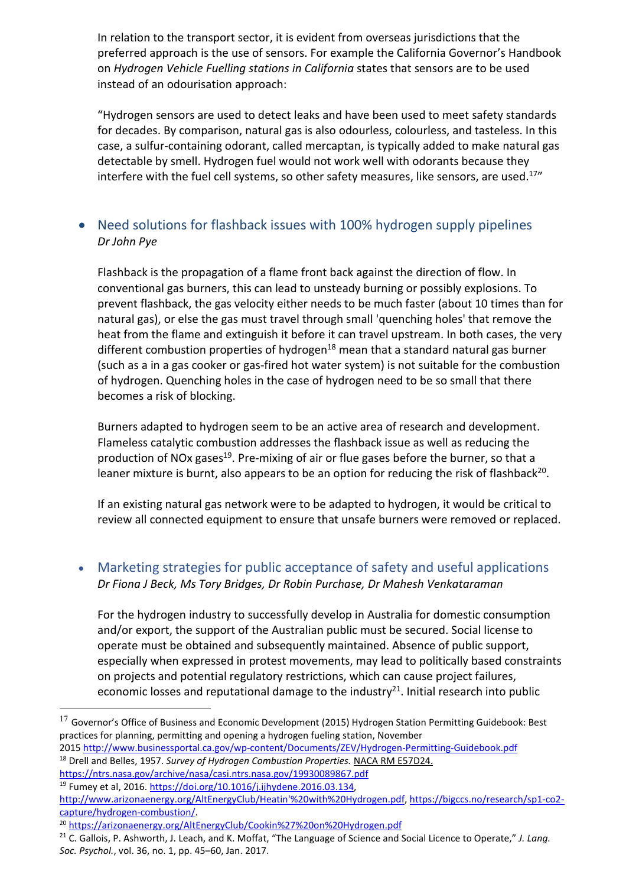In relation to the transport sector, it is evident from overseas jurisdictions that the preferred approach is the use of sensors. For example the California Governor's Handbook on *Hydrogen Vehicle Fuelling stations in California* states that sensors are to be used instead of an odourisation approach:

"Hydrogen sensors are used to detect leaks and have been used to meet safety standards for decades. By comparison, natural gas is also odourless, colourless, and tasteless. In this case, a sulfur-containing odorant, called mercaptan, is typically added to make natural gas detectable by smell. Hydrogen fuel would not work well with odorants because they interfere with the fuel cell systems, so other safety measures, like sensors, are used.[17]"

- ## Need solutions for flashback issues with 100% hydrogen supply pipelines

*Dr John Pye*

Flashback is the propagation of a flame front back against the direction of flow. In conventional gas burners, this can lead to unsteady burning or possibly explosions. To prevent flashback, the gas velocity either needs to be much faster (about 10 times than for natural gas), or else the gas must travel through small 'quenching holes' that remove the heat from the flame and extinguish it before it can travel upstream. In both cases, the very different combustion properties of hydrogen[18] mean that a standard natural gas burner (such as a in a gas cooker or gas-fired hot water system) is not suitable for the combustion of hydrogen. Quenching holes in the case of hydrogen need to be so small that there becomes a risk of blocking.

Burners adapted to hydrogen seem to be an active area of research and development. Flameless catalytic combustion addresses the flashback issue as well as reducing the production of NOx gases[19]. Pre-mixing of air or flue gases before the burner, so that a leaner mixture is burnt, also appears to be an option for reducing the risk of flashback[20].

If an existing natural gas network were to be adapted to hydrogen, it would be critical to review all connected equipment to ensure that unsafe burners were removed or replaced.

- ## Marketing strategies for public acceptance of safety and useful applications

*Dr Fiona J Beck, Ms Tory Bridges, Dr Robin Purchase, Dr Mahesh Venkataraman*

For the hydrogen industry to successfully develop in Australia for domestic consumption and/or export, the support of the Australian public must be secured. Social license to operate must be obtained and subsequently maintained. Absence of public support, especially when expressed in protest movements, may lead to politically based constraints on projects and potential regulatory restrictions, which can cause project failures, economic losses and reputational damage to the industry[21]. Initial research into public

---

[17] Governor's Office of Business and Economic Development (2015) Hydrogen Station Permitting Guidebook: Best practices for planning, permitting and opening a hydrogen fueling station, November 2015 http://www.businessportal.ca.gov/wp-content/Documents/ZEV/Hydrogen-Permitting-Guidebook.pdf

[18] Drell and Belles, 1957. *Survey of Hydrogen Combustion Properties.* NACA RM E57D24. https://ntrs.nasa.gov/archive/nasa/casi.ntrs.nasa.gov/19930089867.pdf

[19] Fumey et al, 2016. https://doi.org/10.1016/j.ijhydene.2016.03.134, http://www.arizonaenergy.org/AltEnergyClub/Heatin'%20with%20Hydrogen.pdf, https://bigccs.no/research/sp1-co2-capture/hydrogen-combustion/.

[20] https://arizonaenergy.org/AltEnergyClub/Cookin%27%20on%20Hydrogen.pdf

[21] C. Gallois, P. Ashworth, J. Leach, and K. Moffat, "The Language of Science and Social Licence to Operate," *J. Lang. Soc. Psychol.*, vol. 36, no. 1, pp. 45–60, Jan. 2017.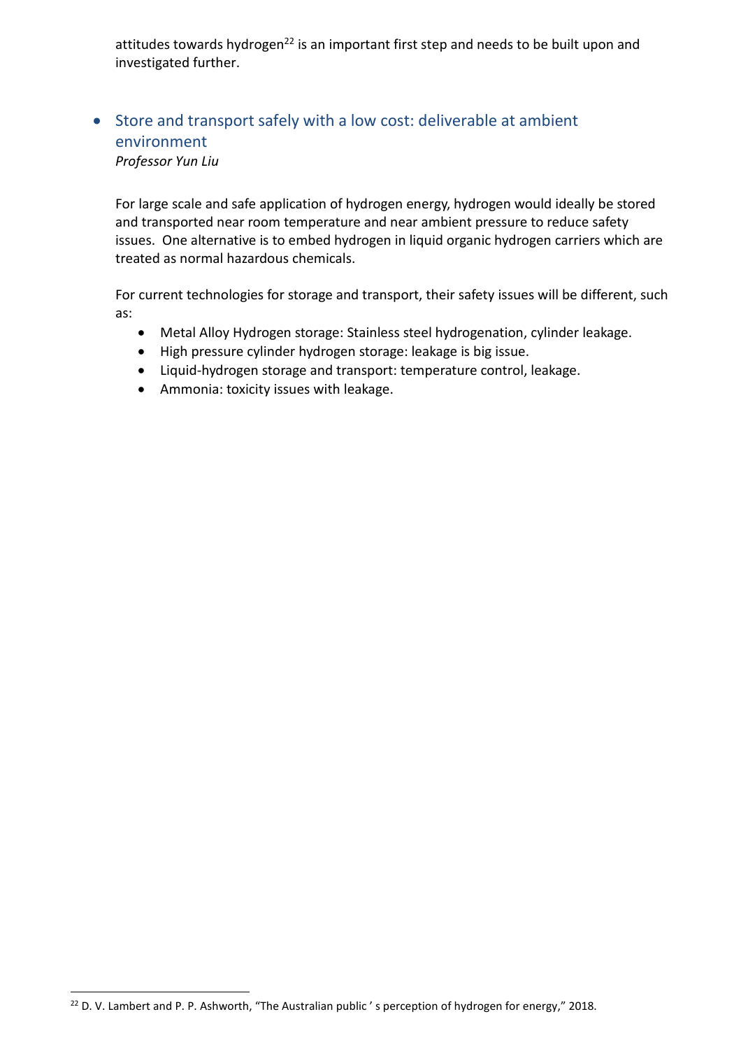attitudes towards hydrogen[22] is an important first step and needs to be built upon and investigated further.

- ### Store and transport safely with a low cost: deliverable at ambient environment

  *Professor Yun Liu*

  For large scale and safe application of hydrogen energy, hydrogen would ideally be stored and transported near room temperature and near ambient pressure to reduce safety issues. One alternative is to embed hydrogen in liquid organic hydrogen carriers which are treated as normal hazardous chemicals.

  For current technologies for storage and transport, their safety issues will be different, such as:

  - Metal Alloy Hydrogen storage: Stainless steel hydrogenation, cylinder leakage.
  - High pressure cylinder hydrogen storage: leakage is big issue.
  - Liquid-hydrogen storage and transport: temperature control, leakage.
  - Ammonia: toxicity issues with leakage.

[22] D. V. Lambert and P. P. Ashworth, "The Australian public ' s perception of hydrogen for energy," 2018.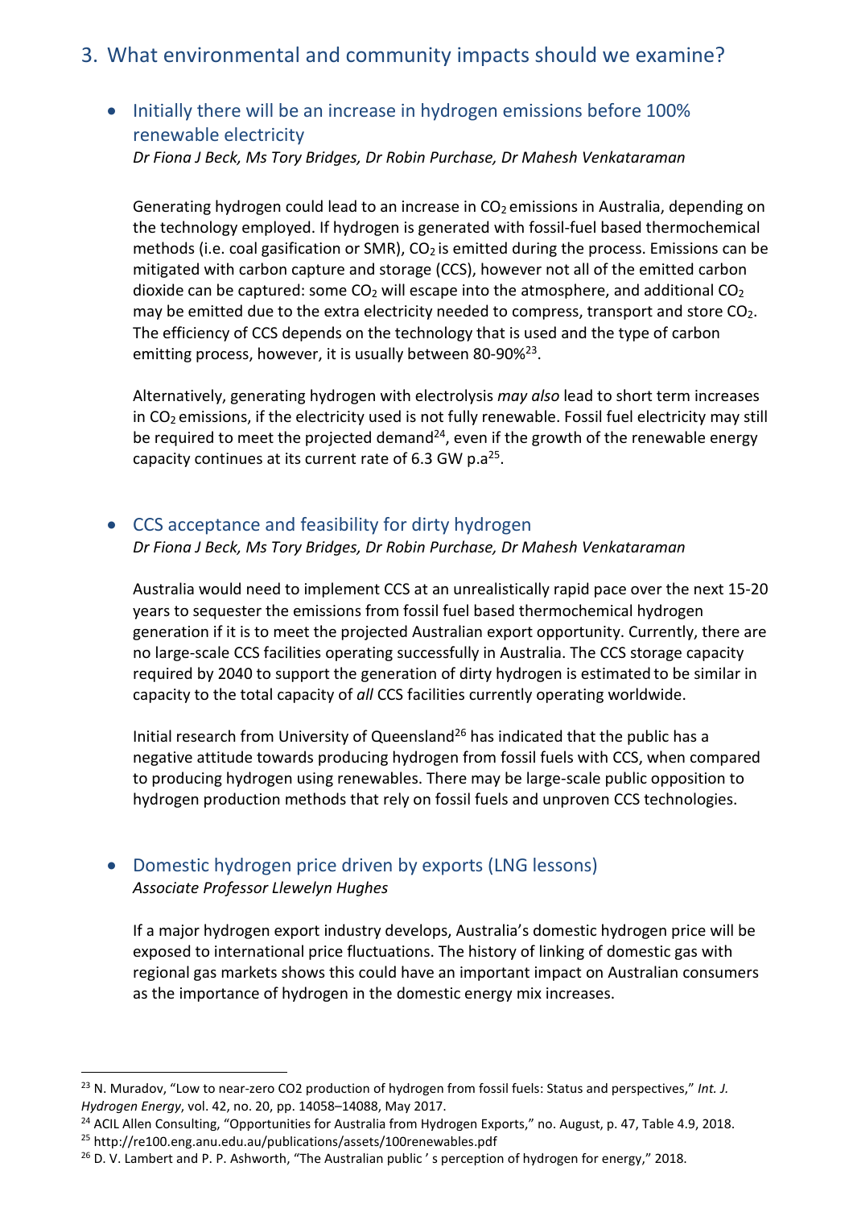## 3. What environmental and community impacts should we examine?

- ### Initially there will be an increase in hydrogen emissions before 100% renewable electricity

*Dr Fiona J Beck, Ms Tory Bridges, Dr Robin Purchase, Dr Mahesh Venkataraman*

Generating hydrogen could lead to an increase in $CO_2$ emissions in Australia, depending on the technology employed. If hydrogen is generated with fossil-fuel based thermochemical methods (i.e. coal gasification or SMR), $CO_2$ is emitted during the process. Emissions can be mitigated with carbon capture and storage (CCS), however not all of the emitted carbon dioxide can be captured: some $CO_2$ will escape into the atmosphere, and additional $CO_2$ may be emitted due to the extra electricity needed to compress, transport and store $CO_2$. The efficiency of CCS depends on the technology that is used and the type of carbon emitting process, however, it is usually between 80-90%[23].

Alternatively, generating hydrogen with electrolysis *may also* lead to short term increases in $CO_2$ emissions, if the electricity used is not fully renewable. Fossil fuel electricity may still be required to meet the projected demand[24], even if the growth of the renewable energy capacity continues at its current rate of 6.3 GW p.a[25].

- ### CCS acceptance and feasibility for dirty hydrogen

*Dr Fiona J Beck, Ms Tory Bridges, Dr Robin Purchase, Dr Mahesh Venkataraman*

Australia would need to implement CCS at an unrealistically rapid pace over the next 15-20 years to sequester the emissions from fossil fuel based thermochemical hydrogen generation if it is to meet the projected Australian export opportunity. Currently, there are no large-scale CCS facilities operating successfully in Australia. The CCS storage capacity required by 2040 to support the generation of dirty hydrogen is estimated to be similar in capacity to the total capacity of *all* CCS facilities currently operating worldwide.

Initial research from University of Queensland[26] has indicated that the public has a negative attitude towards producing hydrogen from fossil fuels with CCS, when compared to producing hydrogen using renewables. There may be large-scale public opposition to hydrogen production methods that rely on fossil fuels and unproven CCS technologies.

- ### Domestic hydrogen price driven by exports (LNG lessons)

*Associate Professor Llewelyn Hughes*

If a major hydrogen export industry develops, Australia's domestic hydrogen price will be exposed to international price fluctuations. The history of linking of domestic gas with regional gas markets shows this could have an important impact on Australian consumers as the importance of hydrogen in the domestic energy mix increases.

---

[23] N. Muradov, "Low to near-zero CO2 production of hydrogen from fossil fuels: Status and perspectives," *Int. J. Hydrogen Energy*, vol. 42, no. 20, pp. 14058–14088, May 2017.

[24] ACIL Allen Consulting, "Opportunities for Australia from Hydrogen Exports," no. August, p. 47, Table 4.9, 2018.

[25] http://re100.eng.anu.edu.au/publications/assets/100renewables.pdf

[26] D. V. Lambert and P. P. Ashworth, "The Australian public ' s perception of hydrogen for energy," 2018.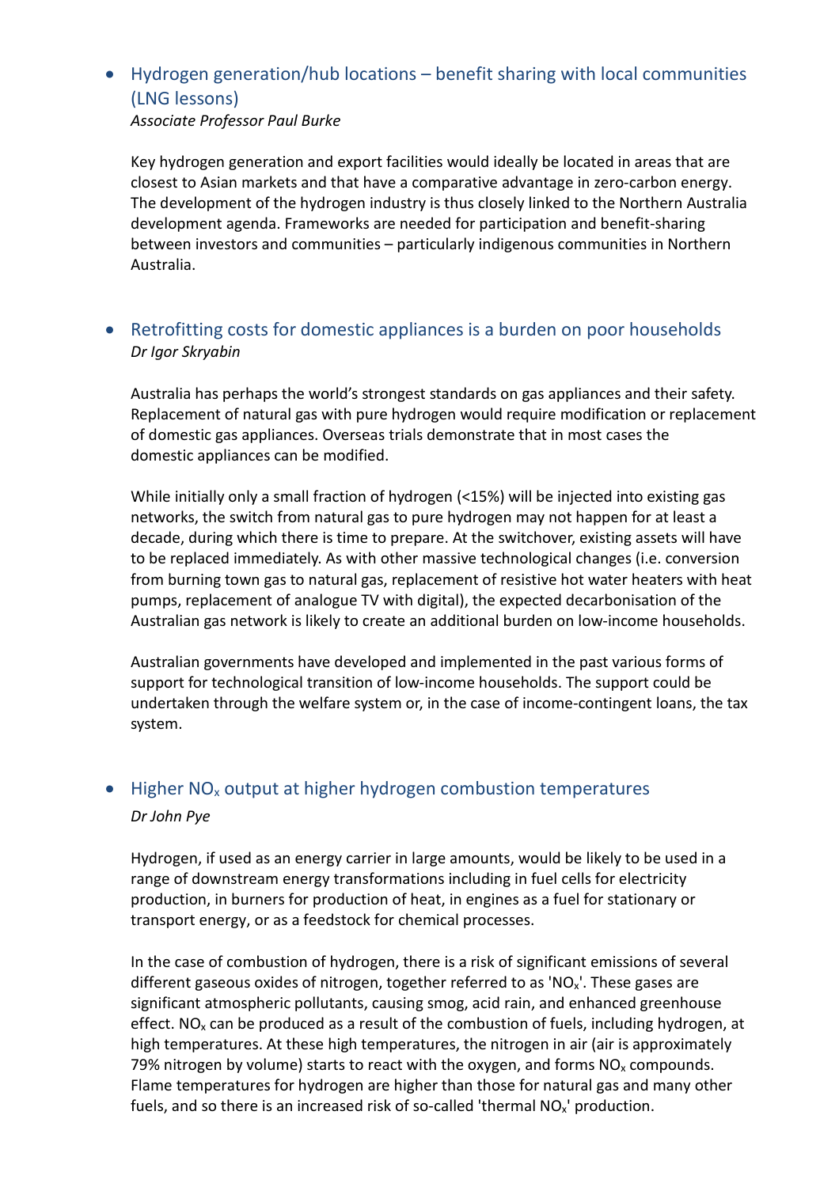- ## Hydrogen generation/hub locations – benefit sharing with local communities (LNG lessons)

  *Associate Professor Paul Burke*

  Key hydrogen generation and export facilities would ideally be located in areas that are closest to Asian markets and that have a comparative advantage in zero-carbon energy. The development of the hydrogen industry is thus closely linked to the Northern Australia development agenda. Frameworks are needed for participation and benefit-sharing between investors and communities – particularly indigenous communities in Northern Australia.

- ## Retrofitting costs for domestic appliances is a burden on poor households

  *Dr Igor Skryabin*

  Australia has perhaps the world's strongest standards on gas appliances and their safety. Replacement of natural gas with pure hydrogen would require modification or replacement of domestic gas appliances. Overseas trials demonstrate that in most cases the domestic appliances can be modified.

  While initially only a small fraction of hydrogen (<15%) will be injected into existing gas networks, the switch from natural gas to pure hydrogen may not happen for at least a decade, during which there is time to prepare. At the switchover, existing assets will have to be replaced immediately. As with other massive technological changes (i.e. conversion from burning town gas to natural gas, replacement of resistive hot water heaters with heat pumps, replacement of analogue TV with digital), the expected decarbonisation of the Australian gas network is likely to create an additional burden on low-income households.

  Australian governments have developed and implemented in the past various forms of support for technological transition of low-income households. The support could be undertaken through the welfare system or, in the case of income-contingent loans, the tax system.

- ## Higher $NO_x$ output at higher hydrogen combustion temperatures

  *Dr John Pye*

  Hydrogen, if used as an energy carrier in large amounts, would be likely to be used in a range of downstream energy transformations including in fuel cells for electricity production, in burners for production of heat, in engines as a fuel for stationary or transport energy, or as a feedstock for chemical processes.

  In the case of combustion of hydrogen, there is a risk of significant emissions of several different gaseous oxides of nitrogen, together referred to as '$NO_x$'. These gases are significant atmospheric pollutants, causing smog, acid rain, and enhanced greenhouse effect. $NO_x$ can be produced as a result of the combustion of fuels, including hydrogen, at high temperatures. At these high temperatures, the nitrogen in air (air is approximately 79% nitrogen by volume) starts to react with the oxygen, and forms $NO_x$ compounds. Flame temperatures for hydrogen are higher than those for natural gas and many other fuels, and so there is an increased risk of so-called 'thermal $NO_x$' production.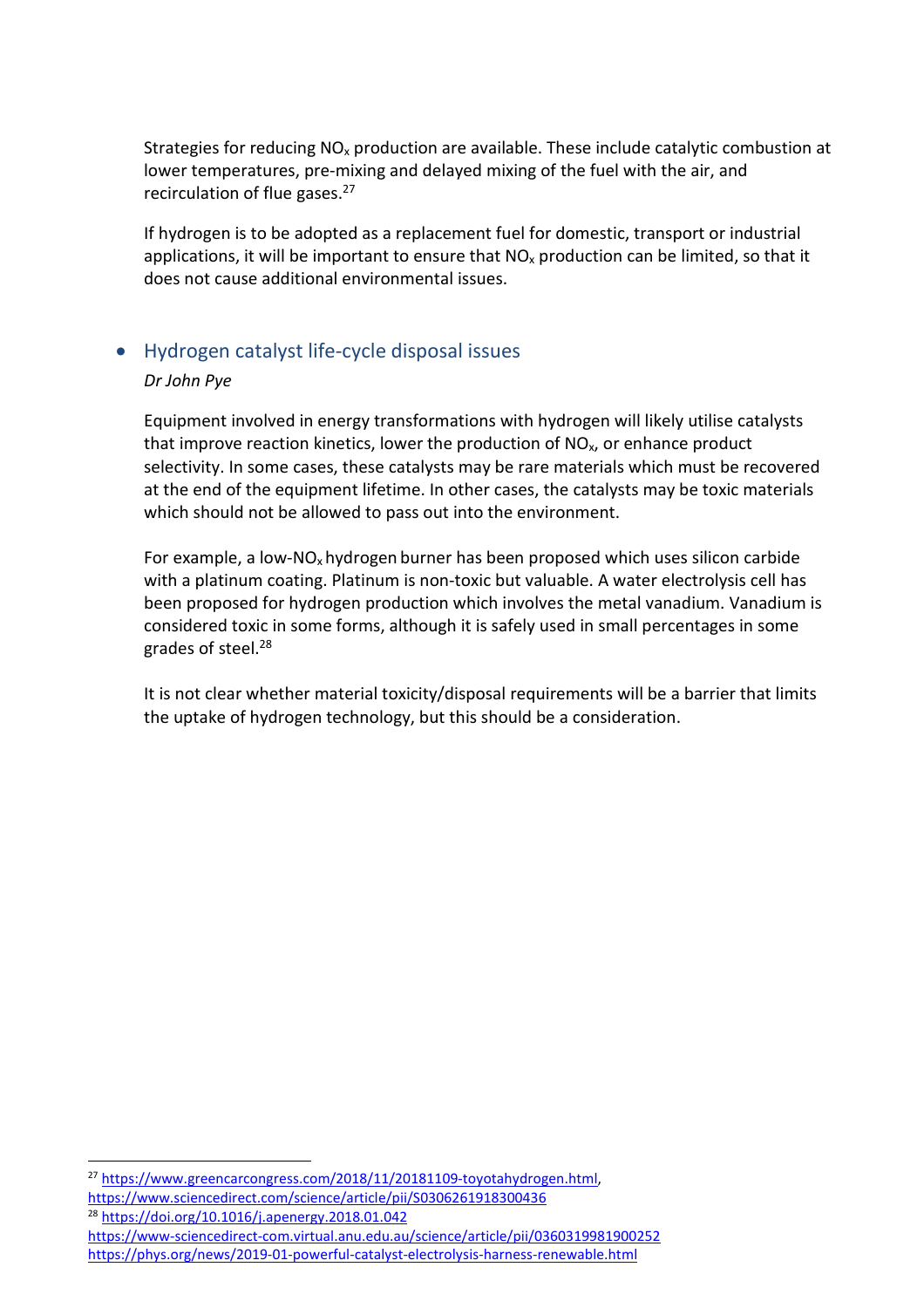Strategies for reducing $NO_x$ production are available. These include catalytic combustion at lower temperatures, pre-mixing and delayed mixing of the fuel with the air, and recirculation of flue gases.[27]

If hydrogen is to be adopted as a replacement fuel for domestic, transport or industrial applications, it will be important to ensure that $NO_x$ production can be limited, so that it does not cause additional environmental issues.

- ## Hydrogen catalyst life-cycle disposal issues

*Dr John Pye*

Equipment involved in energy transformations with hydrogen will likely utilise catalysts that improve reaction kinetics, lower the production of $NO_x$, or enhance product selectivity. In some cases, these catalysts may be rare materials which must be recovered at the end of the equipment lifetime. In other cases, the catalysts may be toxic materials which should not be allowed to pass out into the environment.

For example, a low-$NO_x$ hydrogen burner has been proposed which uses silicon carbide with a platinum coating. Platinum is non-toxic but valuable. A water electrolysis cell has been proposed for hydrogen production which involves the metal vanadium. Vanadium is considered toxic in some forms, although it is safely used in small percentages in some grades of steel.[28]

It is not clear whether material toxicity/disposal requirements will be a barrier that limits the uptake of hydrogen technology, but this should be a consideration.

---

[27] https://www.greencarcongress.com/2018/11/20181109-toyotahydrogen.html, https://www.sciencedirect.com/science/article/pii/S0306261918300436

[28] https://doi.org/10.1016/j.apenergy.2018.01.042
https://www-sciencedirect-com.virtual.anu.edu.au/science/article/pii/0360319981900252
https://phys.org/news/2019-01-powerful-catalyst-electrolysis-harness-renewable.html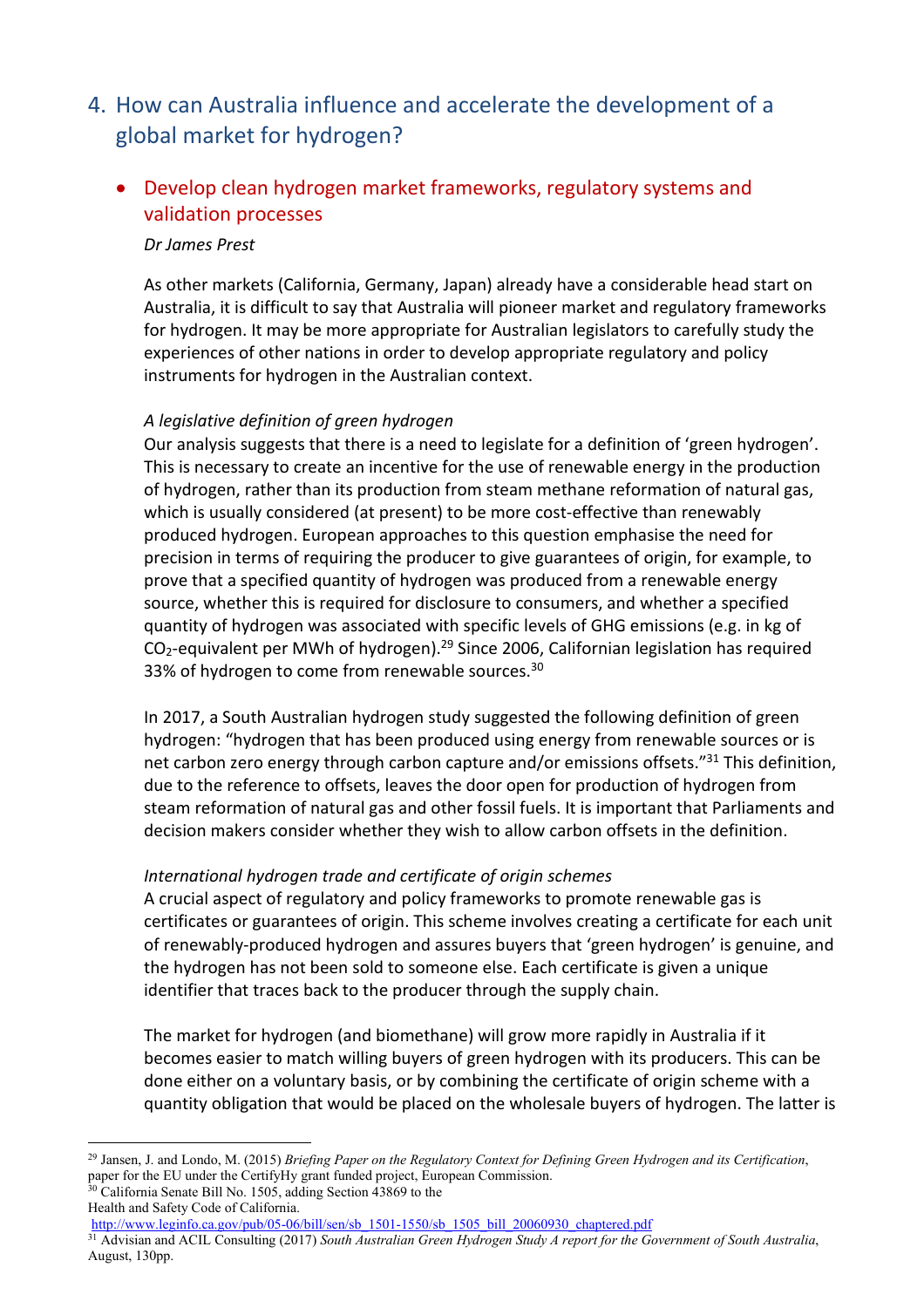## 4. How can Australia influence and accelerate the development of a global market for hydrogen?

- ### Develop clean hydrogen market frameworks, regulatory systems and validation processes

*Dr James Prest*

As other markets (California, Germany, Japan) already have a considerable head start on Australia, it is difficult to say that Australia will pioneer market and regulatory frameworks for hydrogen. It may be more appropriate for Australian legislators to carefully study the experiences of other nations in order to develop appropriate regulatory and policy instruments for hydrogen in the Australian context.

*A legislative definition of green hydrogen*

Our analysis suggests that there is a need to legislate for a definition of 'green hydrogen'. This is necessary to create an incentive for the use of renewable energy in the production of hydrogen, rather than its production from steam methane reformation of natural gas, which is usually considered (at present) to be more cost-effective than renewably produced hydrogen. European approaches to this question emphasise the need for precision in terms of requiring the producer to give guarantees of origin, for example, to prove that a specified quantity of hydrogen was produced from a renewable energy source, whether this is required for disclosure to consumers, and whether a specified quantity of hydrogen was associated with specific levels of GHG emissions (e.g. in kg of $CO_2$-equivalent per MWh of hydrogen).[29] Since 2006, Californian legislation has required 33% of hydrogen to come from renewable sources.[30]

In 2017, a South Australian hydrogen study suggested the following definition of green hydrogen: "hydrogen that has been produced using energy from renewable sources or is net carbon zero energy through carbon capture and/or emissions offsets."[31] This definition, due to the reference to offsets, leaves the door open for production of hydrogen from steam reformation of natural gas and other fossil fuels. It is important that Parliaments and decision makers consider whether they wish to allow carbon offsets in the definition.

*International hydrogen trade and certificate of origin schemes*

A crucial aspect of regulatory and policy frameworks to promote renewable gas is certificates or guarantees of origin. This scheme involves creating a certificate for each unit of renewably-produced hydrogen and assures buyers that 'green hydrogen' is genuine, and the hydrogen has not been sold to someone else. Each certificate is given a unique identifier that traces back to the producer through the supply chain.

The market for hydrogen (and biomethane) will grow more rapidly in Australia if it becomes easier to match willing buyers of green hydrogen with its producers. This can be done either on a voluntary basis, or by combining the certificate of origin scheme with a quantity obligation that would be placed on the wholesale buyers of hydrogen. The latter is

---

[29] Jansen, J. and Londo, M. (2015) *Briefing Paper on the Regulatory Context for Defining Green Hydrogen and its Certification*, paper for the EU under the CertifyHy grant funded project, European Commission.

[30] California Senate Bill No. 1505, adding Section 43869 to the Health and Safety Code of California. http://www.leginfo.ca.gov/pub/05-06/bill/sen/sb_1501-1550/sb_1505_bill_20060930_chaptered.pdf

[31] Advisian and ACIL Consulting (2017) *South Australian Green Hydrogen Study A report for the Government of South Australia*, August, 130pp.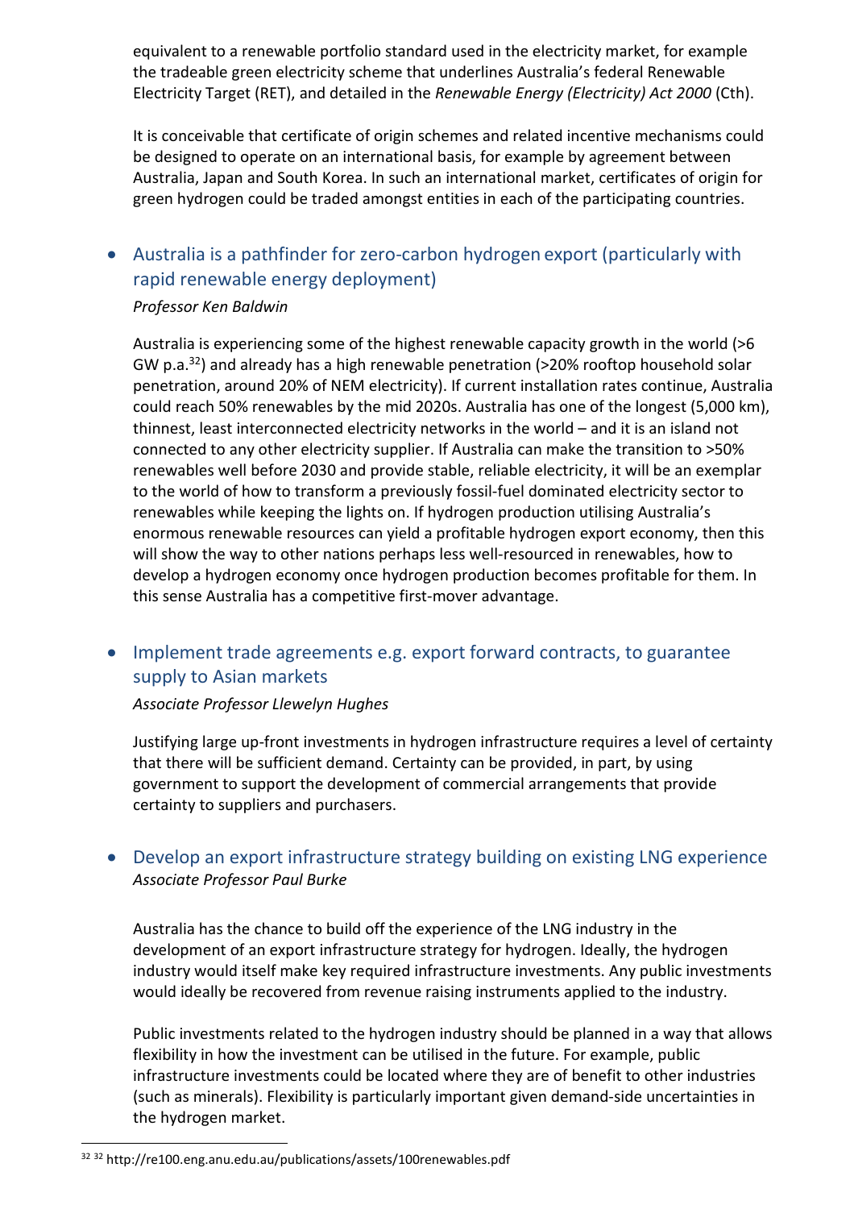equivalent to a renewable portfolio standard used in the electricity market, for example the tradeable green electricity scheme that underlines Australia's federal Renewable Electricity Target (RET), and detailed in the *Renewable Energy (Electricity) Act 2000* (Cth).

It is conceivable that certificate of origin schemes and related incentive mechanisms could be designed to operate on an international basis, for example by agreement between Australia, Japan and South Korea. In such an international market, certificates of origin for green hydrogen could be traded amongst entities in each of the participating countries.

- ### Australia is a pathfinder for zero-carbon hydrogen export (particularly with rapid renewable energy deployment)

  *Professor Ken Baldwin*

  Australia is experiencing some of the highest renewable capacity growth in the world (>6 GW p.a.[32]) and already has a high renewable penetration (>20% rooftop household solar penetration, around 20% of NEM electricity). If current installation rates continue, Australia could reach 50% renewables by the mid 2020s. Australia has one of the longest (5,000 km), thinnest, least interconnected electricity networks in the world – and it is an island not connected to any other electricity supplier. If Australia can make the transition to >50% renewables well before 2030 and provide stable, reliable electricity, it will be an exemplar to the world of how to transform a previously fossil-fuel dominated electricity sector to renewables while keeping the lights on. If hydrogen production utilising Australia's enormous renewable resources can yield a profitable hydrogen export economy, then this will show the way to other nations perhaps less well-resourced in renewables, how to develop a hydrogen economy once hydrogen production becomes profitable for them. In this sense Australia has a competitive first-mover advantage.

- ### Implement trade agreements e.g. export forward contracts, to guarantee supply to Asian markets

  *Associate Professor Llewelyn Hughes*

  Justifying large up-front investments in hydrogen infrastructure requires a level of certainty that there will be sufficient demand. Certainty can be provided, in part, by using government to support the development of commercial arrangements that provide certainty to suppliers and purchasers.

- ### Develop an export infrastructure strategy building on existing LNG experience

  *Associate Professor Paul Burke*

  Australia has the chance to build off the experience of the LNG industry in the development of an export infrastructure strategy for hydrogen. Ideally, the hydrogen industry would itself make key required infrastructure investments. Any public investments would ideally be recovered from revenue raising instruments applied to the industry.

  Public investments related to the hydrogen industry should be planned in a way that allows flexibility in how the investment can be utilised in the future. For example, public infrastructure investments could be located where they are of benefit to other industries (such as minerals). Flexibility is particularly important given demand-side uncertainties in the hydrogen market.

---

[32] http://re100.eng.anu.edu.au/publications/assets/100renewables.pdf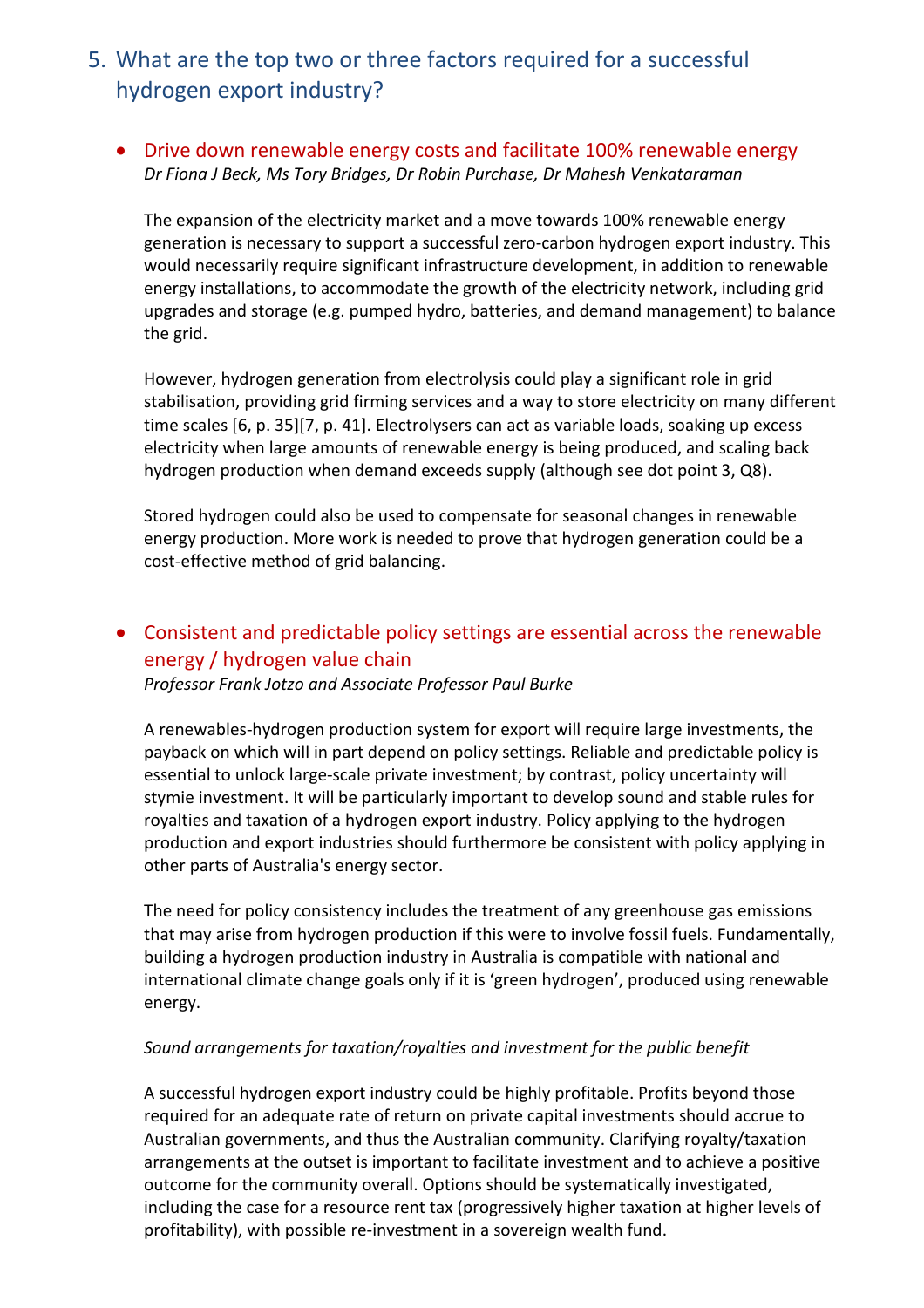## 5. What are the top two or three factors required for a successful hydrogen export industry?

- ### Drive down renewable energy costs and facilitate 100% renewable energy

  *Dr Fiona J Beck, Ms Tory Bridges, Dr Robin Purchase, Dr Mahesh Venkataraman*

  The expansion of the electricity market and a move towards 100% renewable energy generation is necessary to support a successful zero-carbon hydrogen export industry. This would necessarily require significant infrastructure development, in addition to renewable energy installations, to accommodate the growth of the electricity network, including grid upgrades and storage (e.g. pumped hydro, batteries, and demand management) to balance the grid.

  However, hydrogen generation from electrolysis could play a significant role in grid stabilisation, providing grid firming services and a way to store electricity on many different time scales [6, p. 35][7, p. 41]. Electrolysers can act as variable loads, soaking up excess electricity when large amounts of renewable energy is being produced, and scaling back hydrogen production when demand exceeds supply (although see dot point 3, Q8).

  Stored hydrogen could also be used to compensate for seasonal changes in renewable energy production. More work is needed to prove that hydrogen generation could be a cost-effective method of grid balancing.

- ### Consistent and predictable policy settings are essential across the renewable energy / hydrogen value chain

  *Professor Frank Jotzo and Associate Professor Paul Burke*

  A renewables-hydrogen production system for export will require large investments, the payback on which will in part depend on policy settings. Reliable and predictable policy is essential to unlock large-scale private investment; by contrast, policy uncertainty will stymie investment. It will be particularly important to develop sound and stable rules for royalties and taxation of a hydrogen export industry. Policy applying to the hydrogen production and export industries should furthermore be consistent with policy applying in other parts of Australia's energy sector.

  The need for policy consistency includes the treatment of any greenhouse gas emissions that may arise from hydrogen production if this were to involve fossil fuels. Fundamentally, building a hydrogen production industry in Australia is compatible with national and international climate change goals only if it is 'green hydrogen', produced using renewable energy.

  *Sound arrangements for taxation/royalties and investment for the public benefit*

  A successful hydrogen export industry could be highly profitable. Profits beyond those required for an adequate rate of return on private capital investments should accrue to Australian governments, and thus the Australian community. Clarifying royalty/taxation arrangements at the outset is important to facilitate investment and to achieve a positive outcome for the community overall. Options should be systematically investigated, including the case for a resource rent tax (progressively higher taxation at higher levels of profitability), with possible re-investment in a sovereign wealth fund.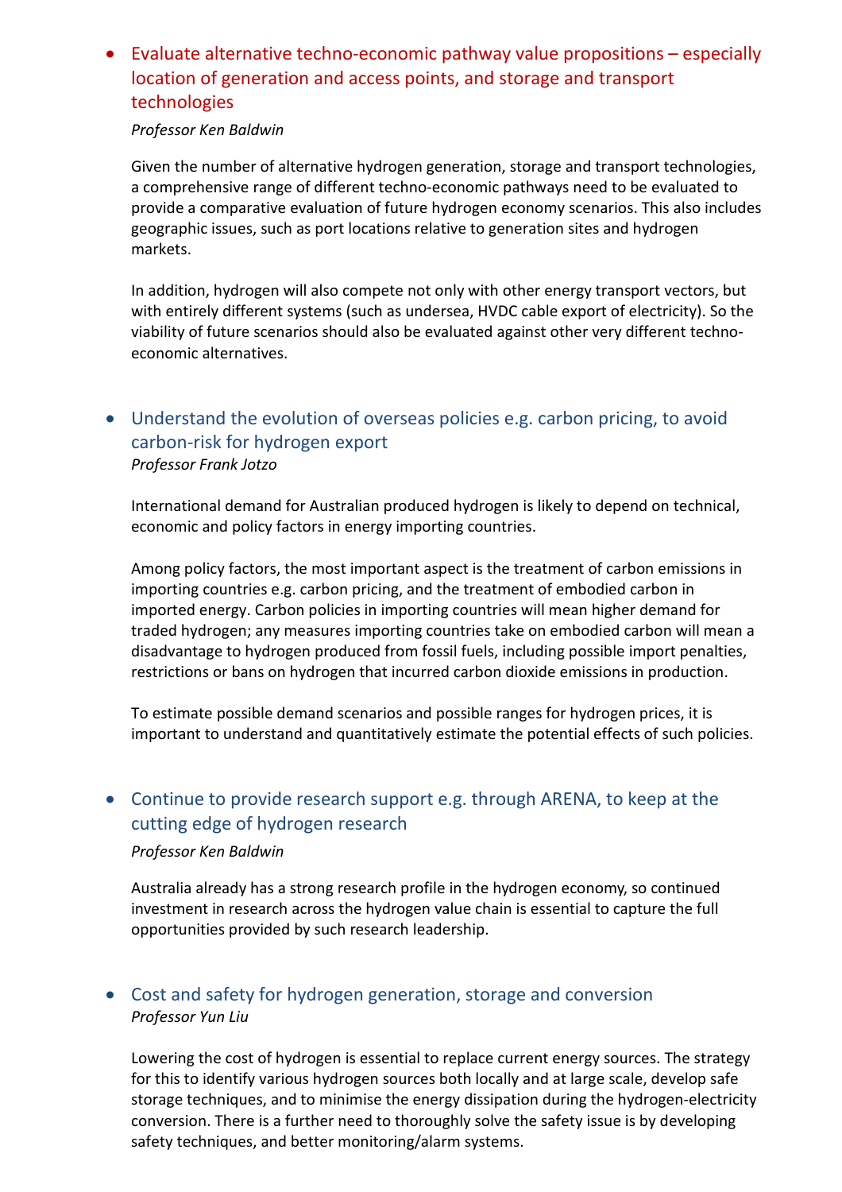- ## Evaluate alternative techno-economic pathway value propositions – especially location of generation and access points, and storage and transport technologies

  *Professor Ken Baldwin*

  Given the number of alternative hydrogen generation, storage and transport technologies, a comprehensive range of different techno-economic pathways need to be evaluated to provide a comparative evaluation of future hydrogen economy scenarios. This also includes geographic issues, such as port locations relative to generation sites and hydrogen markets.

  In addition, hydrogen will also compete not only with other energy transport vectors, but with entirely different systems (such as undersea, HVDC cable export of electricity). So the viability of future scenarios should also be evaluated against other very different techno-economic alternatives.

- ## Understand the evolution of overseas policies e.g. carbon pricing, to avoid carbon-risk for hydrogen export

  *Professor Frank Jotzo*

  International demand for Australian produced hydrogen is likely to depend on technical, economic and policy factors in energy importing countries.

  Among policy factors, the most important aspect is the treatment of carbon emissions in importing countries e.g. carbon pricing, and the treatment of embodied carbon in imported energy. Carbon policies in importing countries will mean higher demand for traded hydrogen; any measures importing countries take on embodied carbon will mean a disadvantage to hydrogen produced from fossil fuels, including possible import penalties, restrictions or bans on hydrogen that incurred carbon dioxide emissions in production.

  To estimate possible demand scenarios and possible ranges for hydrogen prices, it is important to understand and quantitatively estimate the potential effects of such policies.

- ## Continue to provide research support e.g. through ARENA, to keep at the cutting edge of hydrogen research

  *Professor Ken Baldwin*

  Australia already has a strong research profile in the hydrogen economy, so continued investment in research across the hydrogen value chain is essential to capture the full opportunities provided by such research leadership.

- ## Cost and safety for hydrogen generation, storage and conversion

  *Professor Yun Liu*

  Lowering the cost of hydrogen is essential to replace current energy sources. The strategy for this to identify various hydrogen sources both locally and at large scale, develop safe storage techniques, and to minimise the energy dissipation during the hydrogen-electricity conversion. There is a further need to thoroughly solve the safety issue is by developing safety techniques, and better monitoring/alarm systems.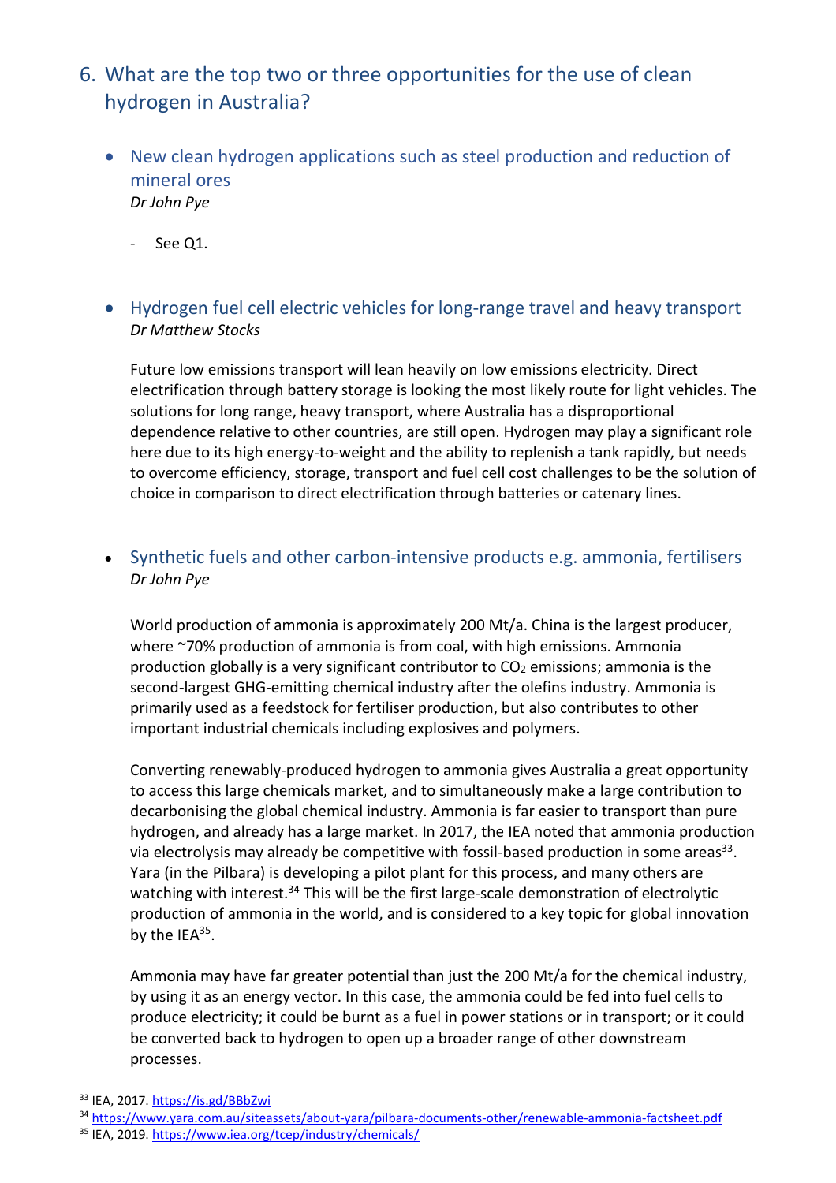## 6. What are the top two or three opportunities for the use of clean hydrogen in Australia?

- ### New clean hydrogen applications such as steel production and reduction of mineral ores

  *Dr John Pye*

  - See Q1.

- ### Hydrogen fuel cell electric vehicles for long-range travel and heavy transport

  *Dr Matthew Stocks*

  Future low emissions transport will lean heavily on low emissions electricity. Direct electrification through battery storage is looking the most likely route for light vehicles. The solutions for long range, heavy transport, where Australia has a disproportional dependence relative to other countries, are still open. Hydrogen may play a significant role here due to its high energy-to-weight and the ability to replenish a tank rapidly, but needs to overcome efficiency, storage, transport and fuel cell cost challenges to be the solution of choice in comparison to direct electrification through batteries or catenary lines.

- ### Synthetic fuels and other carbon-intensive products e.g. ammonia, fertilisers

  *Dr John Pye*

  World production of ammonia is approximately 200 Mt/a. China is the largest producer, where ~70% production of ammonia is from coal, with high emissions. Ammonia production globally is a very significant contributor to $CO_2$ emissions; ammonia is the second-largest GHG-emitting chemical industry after the olefins industry. Ammonia is primarily used as a feedstock for fertiliser production, but also contributes to other important industrial chemicals including explosives and polymers.

  Converting renewably-produced hydrogen to ammonia gives Australia a great opportunity to access this large chemicals market, and to simultaneously make a large contribution to decarbonising the global chemical industry. Ammonia is far easier to transport than pure hydrogen, and already has a large market. In 2017, the IEA noted that ammonia production via electrolysis may already be competitive with fossil-based production in some areas[33]. Yara (in the Pilbara) is developing a pilot plant for this process, and many others are watching with interest.[34] This will be the first large-scale demonstration of electrolytic production of ammonia in the world, and is considered to a key topic for global innovation by the IEA[35].

  Ammonia may have far greater potential than just the 200 Mt/a for the chemical industry, by using it as an energy vector. In this case, the ammonia could be fed into fuel cells to produce electricity; it could be burnt as a fuel in power stations or in transport; or it could be converted back to hydrogen to open up a broader range of other downstream processes.

---

[33] IEA, 2017. https://is.gd/BBbZwi

[34] https://www.yara.com.au/siteassets/about-yara/pilbara-documents-other/renewable-ammonia-factsheet.pdf

[35] IEA, 2019. https://www.iea.org/tcep/industry/chemicals/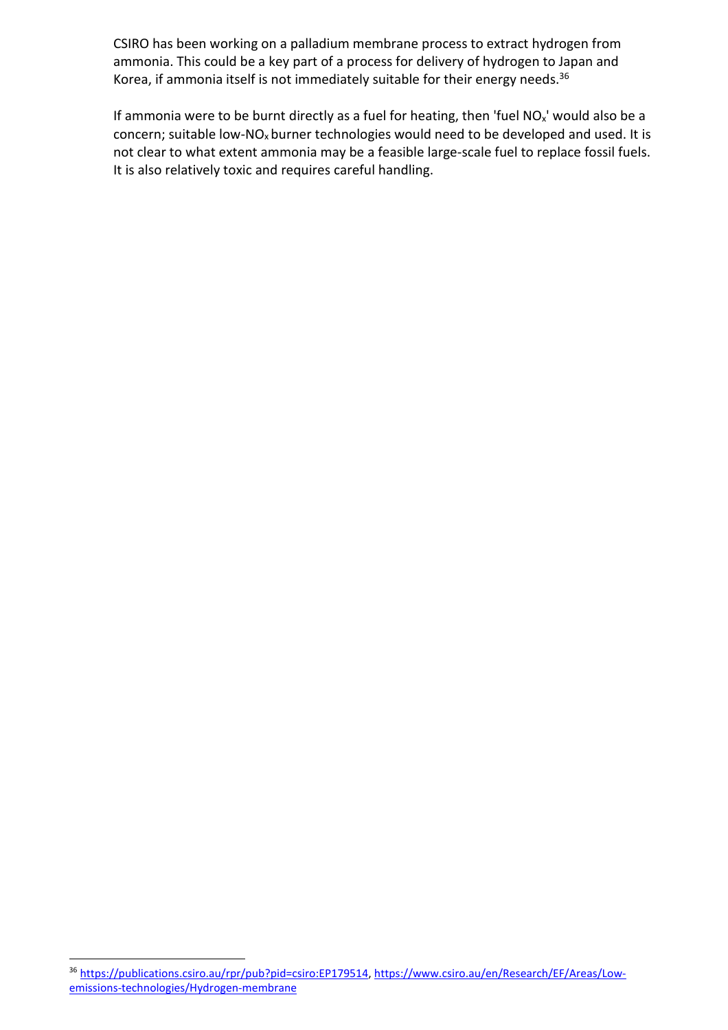CSIRO has been working on a palladium membrane process to extract hydrogen from ammonia. This could be a key part of a process for delivery of hydrogen to Japan and Korea, if ammonia itself is not immediately suitable for their energy needs.[36]

If ammonia were to be burnt directly as a fuel for heating, then 'fuel $NO_x$' would also be a concern; suitable low-$NO_x$ burner technologies would need to be developed and used. It is not clear to what extent ammonia may be a feasible large-scale fuel to replace fossil fuels. It is also relatively toxic and requires careful handling.

---

[36] https://publications.csiro.au/rpr/pub?pid=csiro:EP179514, https://www.csiro.au/en/Research/EF/Areas/Low-emissions-technologies/Hydrogen-membrane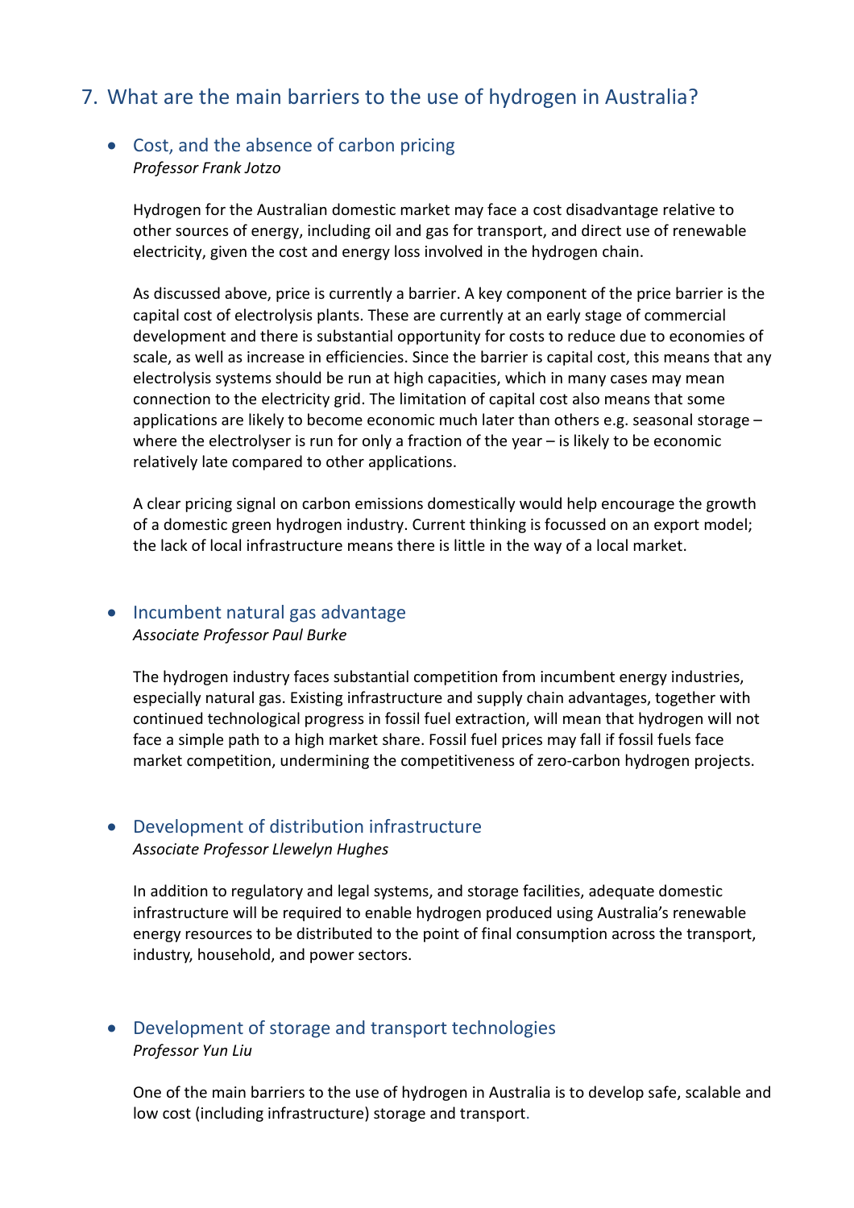## 7. What are the main barriers to the use of hydrogen in Australia?

- ### Cost, and the absence of carbon pricing

  *Professor Frank Jotzo*

  Hydrogen for the Australian domestic market may face a cost disadvantage relative to other sources of energy, including oil and gas for transport, and direct use of renewable electricity, given the cost and energy loss involved in the hydrogen chain.

  As discussed above, price is currently a barrier. A key component of the price barrier is the capital cost of electrolysis plants. These are currently at an early stage of commercial development and there is substantial opportunity for costs to reduce due to economies of scale, as well as increase in efficiencies. Since the barrier is capital cost, this means that any electrolysis systems should be run at high capacities, which in many cases may mean connection to the electricity grid. The limitation of capital cost also means that some applications are likely to become economic much later than others e.g. seasonal storage – where the electrolyser is run for only a fraction of the year – is likely to be economic relatively late compared to other applications.

  A clear pricing signal on carbon emissions domestically would help encourage the growth of a domestic green hydrogen industry. Current thinking is focussed on an export model; the lack of local infrastructure means there is little in the way of a local market.

- ### Incumbent natural gas advantage

  *Associate Professor Paul Burke*

  The hydrogen industry faces substantial competition from incumbent energy industries, especially natural gas. Existing infrastructure and supply chain advantages, together with continued technological progress in fossil fuel extraction, will mean that hydrogen will not face a simple path to a high market share. Fossil fuel prices may fall if fossil fuels face market competition, undermining the competitiveness of zero-carbon hydrogen projects.

- ### Development of distribution infrastructure

  *Associate Professor Llewelyn Hughes*

  In addition to regulatory and legal systems, and storage facilities, adequate domestic infrastructure will be required to enable hydrogen produced using Australia's renewable energy resources to be distributed to the point of final consumption across the transport, industry, household, and power sectors.

- ### Development of storage and transport technologies

  *Professor Yun Liu*

  One of the main barriers to the use of hydrogen in Australia is to develop safe, scalable and low cost (including infrastructure) storage and transport.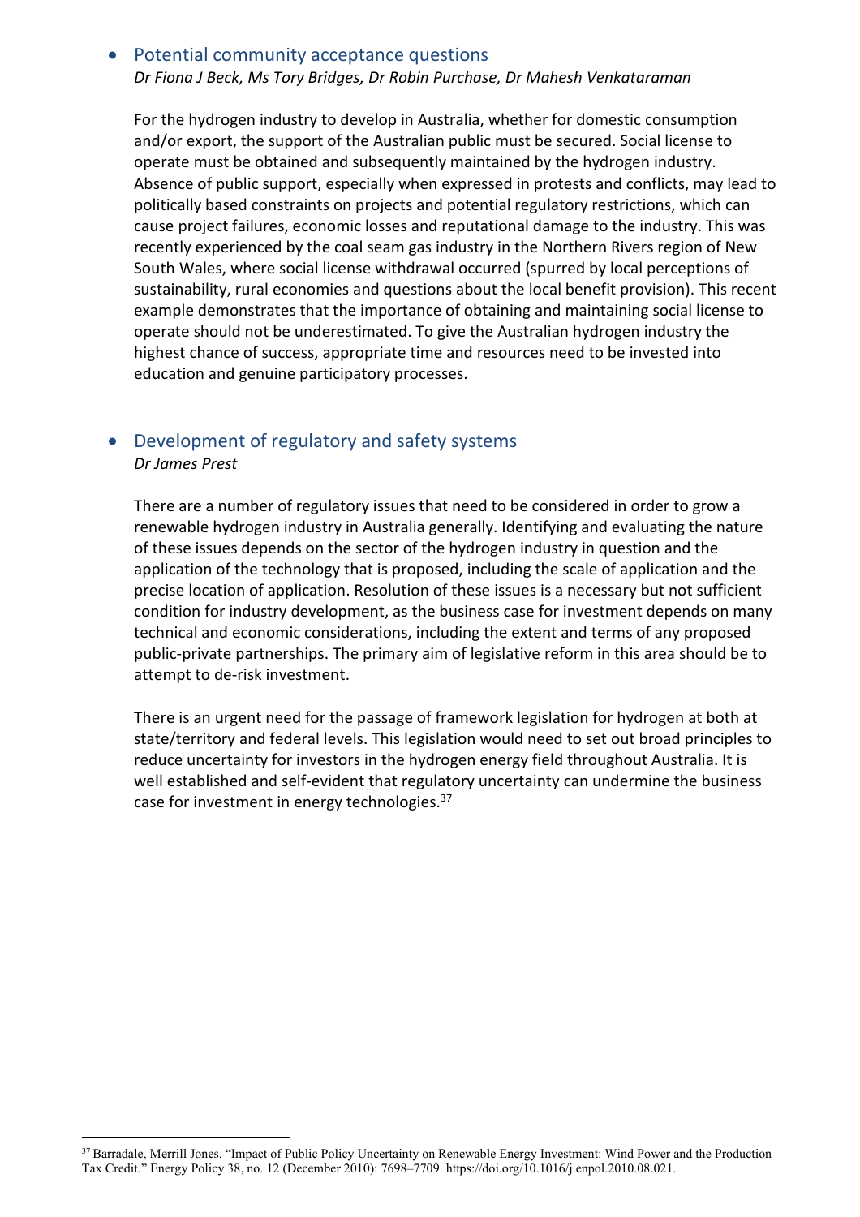- ## Potential community acceptance questions

  *Dr Fiona J Beck, Ms Tory Bridges, Dr Robin Purchase, Dr Mahesh Venkataraman*

  For the hydrogen industry to develop in Australia, whether for domestic consumption and/or export, the support of the Australian public must be secured. Social license to operate must be obtained and subsequently maintained by the hydrogen industry. Absence of public support, especially when expressed in protests and conflicts, may lead to politically based constraints on projects and potential regulatory restrictions, which can cause project failures, economic losses and reputational damage to the industry. This was recently experienced by the coal seam gas industry in the Northern Rivers region of New South Wales, where social license withdrawal occurred (spurred by local perceptions of sustainability, rural economies and questions about the local benefit provision). This recent example demonstrates that the importance of obtaining and maintaining social license to operate should not be underestimated. To give the Australian hydrogen industry the highest chance of success, appropriate time and resources need to be invested into education and genuine participatory processes.

- ## Development of regulatory and safety systems

  *Dr James Prest*

  There are a number of regulatory issues that need to be considered in order to grow a renewable hydrogen industry in Australia generally. Identifying and evaluating the nature of these issues depends on the sector of the hydrogen industry in question and the application of the technology that is proposed, including the scale of application and the precise location of application. Resolution of these issues is a necessary but not sufficient condition for industry development, as the business case for investment depends on many technical and economic considerations, including the extent and terms of any proposed public-private partnerships. The primary aim of legislative reform in this area should be to attempt to de-risk investment.

  There is an urgent need for the passage of framework legislation for hydrogen at both at state/territory and federal levels. This legislation would need to set out broad principles to reduce uncertainty for investors in the hydrogen energy field throughout Australia. It is well established and self-evident that regulatory uncertainty can undermine the business case for investment in energy technologies.[37]

---

[37] Barradale, Merrill Jones. "Impact of Public Policy Uncertainty on Renewable Energy Investment: Wind Power and the Production Tax Credit." Energy Policy 38, no. 12 (December 2010): 7698–7709. https://doi.org/10.1016/j.enpol.2010.08.021.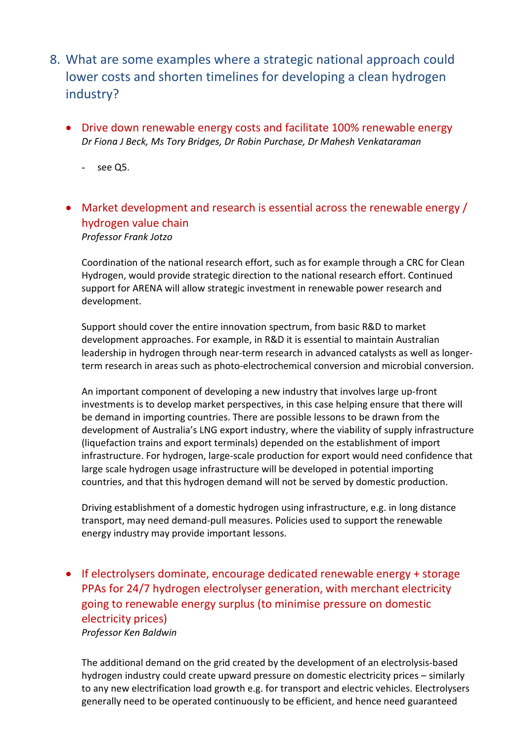## 8. What are some examples where a strategic national approach could lower costs and shorten timelines for developing a clean hydrogen industry?

- **Drive down renewable energy costs and facilitate 100% renewable energy**
  *Dr Fiona J Beck, Ms Tory Bridges, Dr Robin Purchase, Dr Mahesh Venkataraman*

  - see Q5.

- **Market development and research is essential across the renewable energy / hydrogen value chain**
  *Professor Frank Jotzo*

  Coordination of the national research effort, such as for example through a CRC for Clean Hydrogen, would provide strategic direction to the national research effort. Continued support for ARENA will allow strategic investment in renewable power research and development.

  Support should cover the entire innovation spectrum, from basic R&D to market development approaches. For example, in R&D it is essential to maintain Australian leadership in hydrogen through near-term research in advanced catalysts as well as longer-term research in areas such as photo-electrochemical conversion and microbial conversion.

  An important component of developing a new industry that involves large up-front investments is to develop market perspectives, in this case helping ensure that there will be demand in importing countries. There are possible lessons to be drawn from the development of Australia's LNG export industry, where the viability of supply infrastructure (liquefaction trains and export terminals) depended on the establishment of import infrastructure. For hydrogen, large-scale production for export would need confidence that large scale hydrogen usage infrastructure will be developed in potential importing countries, and that this hydrogen demand will not be served by domestic production.

  Driving establishment of a domestic hydrogen using infrastructure, e.g. in long distance transport, may need demand-pull measures. Policies used to support the renewable energy industry may provide important lessons.

- **If electrolysers dominate, encourage dedicated renewable energy + storage PPAs for 24/7 hydrogen electrolyser generation, with merchant electricity going to renewable energy surplus (to minimise pressure on domestic electricity prices)**
  *Professor Ken Baldwin*

  The additional demand on the grid created by the development of an electrolysis-based hydrogen industry could create upward pressure on domestic electricity prices – similarly to any new electrification load growth e.g. for transport and electric vehicles. Electrolysers generally need to be operated continuously to be efficient, and hence need guaranteed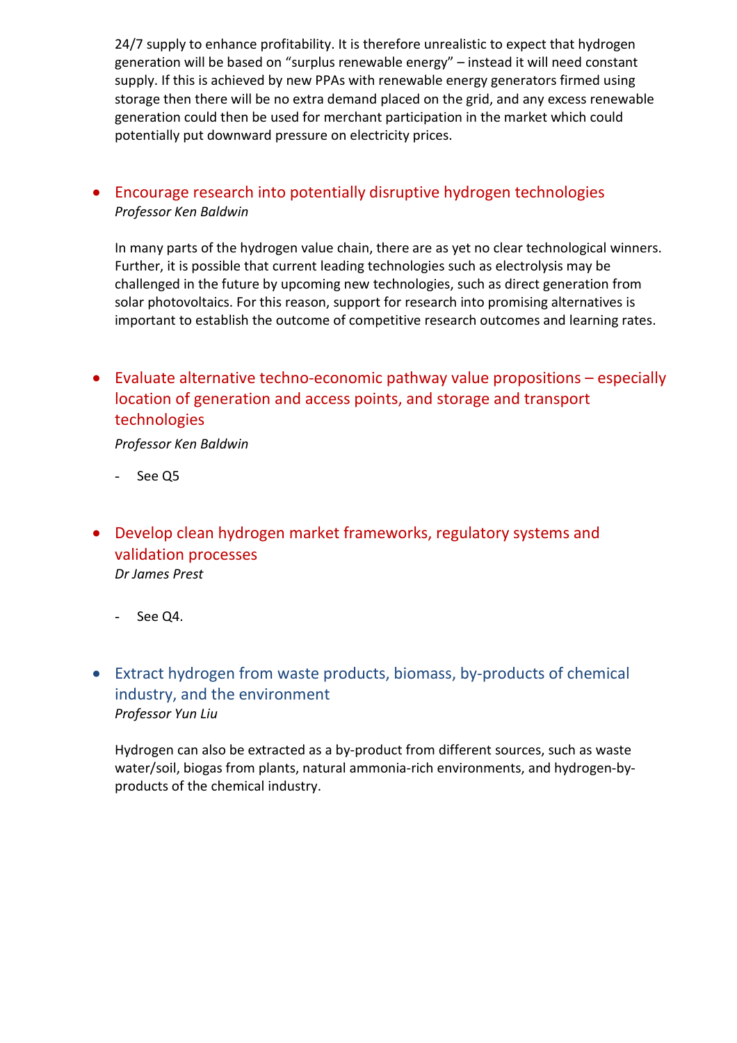24/7 supply to enhance profitability. It is therefore unrealistic to expect that hydrogen generation will be based on "surplus renewable energy" – instead it will need constant supply. If this is achieved by new PPAs with renewable energy generators firmed using storage then there will be no extra demand placed on the grid, and any excess renewable generation could then be used for merchant participation in the market which could potentially put downward pressure on electricity prices.

- Encourage research into potentially disruptive hydrogen technologies
  *Professor Ken Baldwin*

  In many parts of the hydrogen value chain, there are as yet no clear technological winners. Further, it is possible that current leading technologies such as electrolysis may be challenged in the future by upcoming new technologies, such as direct generation from solar photovoltaics. For this reason, support for research into promising alternatives is important to establish the outcome of competitive research outcomes and learning rates.

- Evaluate alternative techno-economic pathway value propositions – especially location of generation and access points, and storage and transport technologies
  *Professor Ken Baldwin*

  - See Q5

- Develop clean hydrogen market frameworks, regulatory systems and validation processes
  *Dr James Prest*

  - See Q4.

- Extract hydrogen from waste products, biomass, by-products of chemical industry, and the environment
  *Professor Yun Liu*

  Hydrogen can also be extracted as a by-product from different sources, such as waste water/soil, biogas from plants, natural ammonia-rich environments, and hydrogen-by-products of the chemical industry.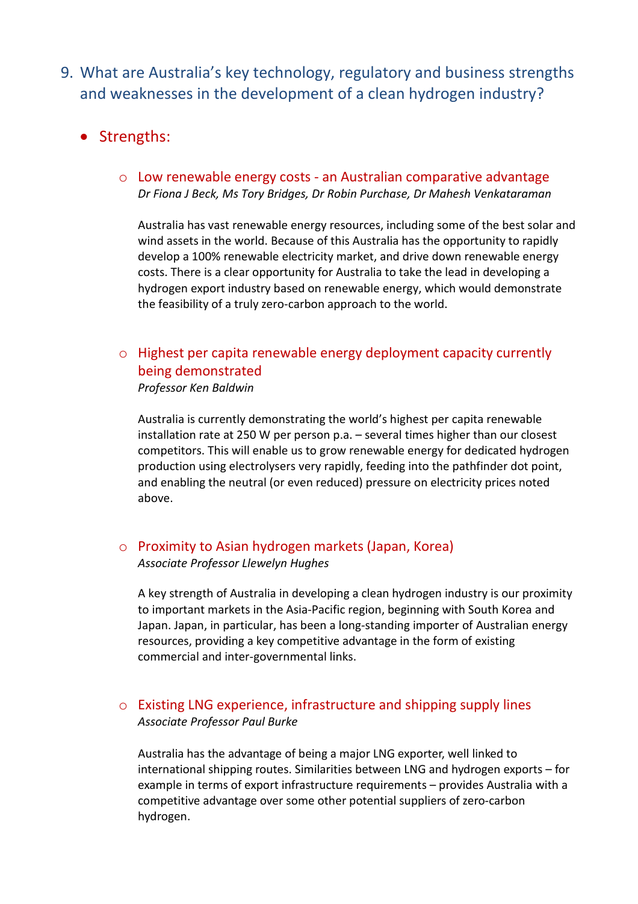## 9. What are Australia's key technology, regulatory and business strengths and weaknesses in the development of a clean hydrogen industry?

- **Strengths:**

  - **Low renewable energy costs - an Australian comparative advantage**
    *Dr Fiona J Beck, Ms Tory Bridges, Dr Robin Purchase, Dr Mahesh Venkataraman*

    Australia has vast renewable energy resources, including some of the best solar and wind assets in the world. Because of this Australia has the opportunity to rapidly develop a 100% renewable electricity market, and drive down renewable energy costs. There is a clear opportunity for Australia to take the lead in developing a hydrogen export industry based on renewable energy, which would demonstrate the feasibility of a truly zero-carbon approach to the world.

  - **Highest per capita renewable energy deployment capacity currently being demonstrated**
    *Professor Ken Baldwin*

    Australia is currently demonstrating the world's highest per capita renewable installation rate at 250 W per person p.a. – several times higher than our closest competitors. This will enable us to grow renewable energy for dedicated hydrogen production using electrolysers very rapidly, feeding into the pathfinder dot point, and enabling the neutral (or even reduced) pressure on electricity prices noted above.

  - **Proximity to Asian hydrogen markets (Japan, Korea)**
    *Associate Professor Llewelyn Hughes*

    A key strength of Australia in developing a clean hydrogen industry is our proximity to important markets in the Asia-Pacific region, beginning with South Korea and Japan. Japan, in particular, has been a long-standing importer of Australian energy resources, providing a key competitive advantage in the form of existing commercial and inter-governmental links.

  - **Existing LNG experience, infrastructure and shipping supply lines**
    *Associate Professor Paul Burke*

    Australia has the advantage of being a major LNG exporter, well linked to international shipping routes. Similarities between LNG and hydrogen exports – for example in terms of export infrastructure requirements – provides Australia with a competitive advantage over some other potential suppliers of zero-carbon hydrogen.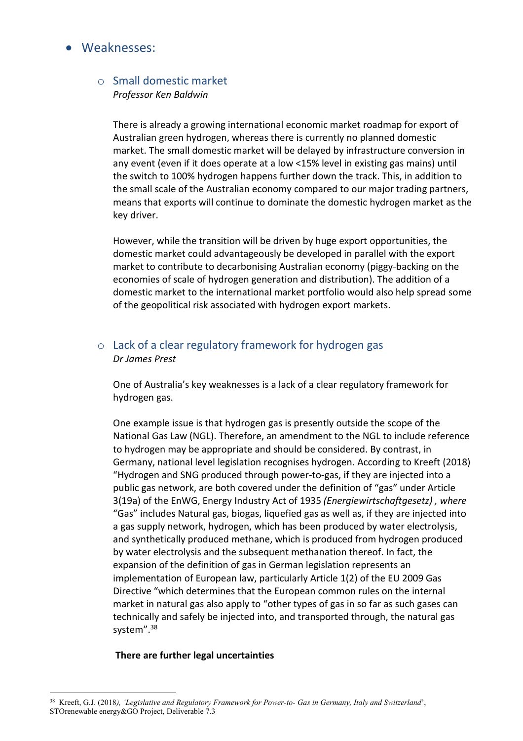- Weaknesses:

  - Small domestic market
    *Professor Ken Baldwin*

    There is already a growing international economic market roadmap for export of Australian green hydrogen, whereas there is currently no planned domestic market. The small domestic market will be delayed by infrastructure conversion in any event (even if it does operate at a low <15% level in existing gas mains) until the switch to 100% hydrogen happens further down the track. This, in addition to the small scale of the Australian economy compared to our major trading partners, means that exports will continue to dominate the domestic hydrogen market as the key driver.

    However, while the transition will be driven by huge export opportunities, the domestic market could advantageously be developed in parallel with the export market to contribute to decarbonising Australian economy (piggy-backing on the economies of scale of hydrogen generation and distribution). The addition of a domestic market to the international market portfolio would also help spread some of the geopolitical risk associated with hydrogen export markets.

  - Lack of a clear regulatory framework for hydrogen gas
    *Dr James Prest*

    One of Australia's key weaknesses is a lack of a clear regulatory framework for hydrogen gas.

    One example issue is that hydrogen gas is presently outside the scope of the National Gas Law (NGL). Therefore, an amendment to the NGL to include reference to hydrogen may be appropriate and should be considered. By contrast, in Germany, national level legislation recognises hydrogen. According to Kreeft (2018) "Hydrogen and SNG produced through power-to-gas, if they are injected into a public gas network, are both covered under the definition of "gas" under Article 3(19a) of the EnWG, Energy Industry Act of 1935 *(Energiewirtschaftgesetz) , where* "Gas" includes Natural gas, biogas, liquefied gas as well as, if they are injected into a gas supply network, hydrogen, which has been produced by water electrolysis, and synthetically produced methane, which is produced from hydrogen produced by water electrolysis and the subsequent methanation thereof. In fact, the expansion of the definition of gas in German legislation represents an implementation of European law, particularly Article 1(2) of the EU 2009 Gas Directive "which determines that the European common rules on the internal market in natural gas also apply to "other types of gas in so far as such gases can technically and safely be injected into, and transported through, the natural gas system".[38]

    **There are further legal uncertainties**

[38] Kreeft, G.J. (2018*), 'Legislative and Regulatory Framework for Power-to- Gas in Germany, Italy and Switzerland*', STOrenewable energy&GO Project, Deliverable 7.3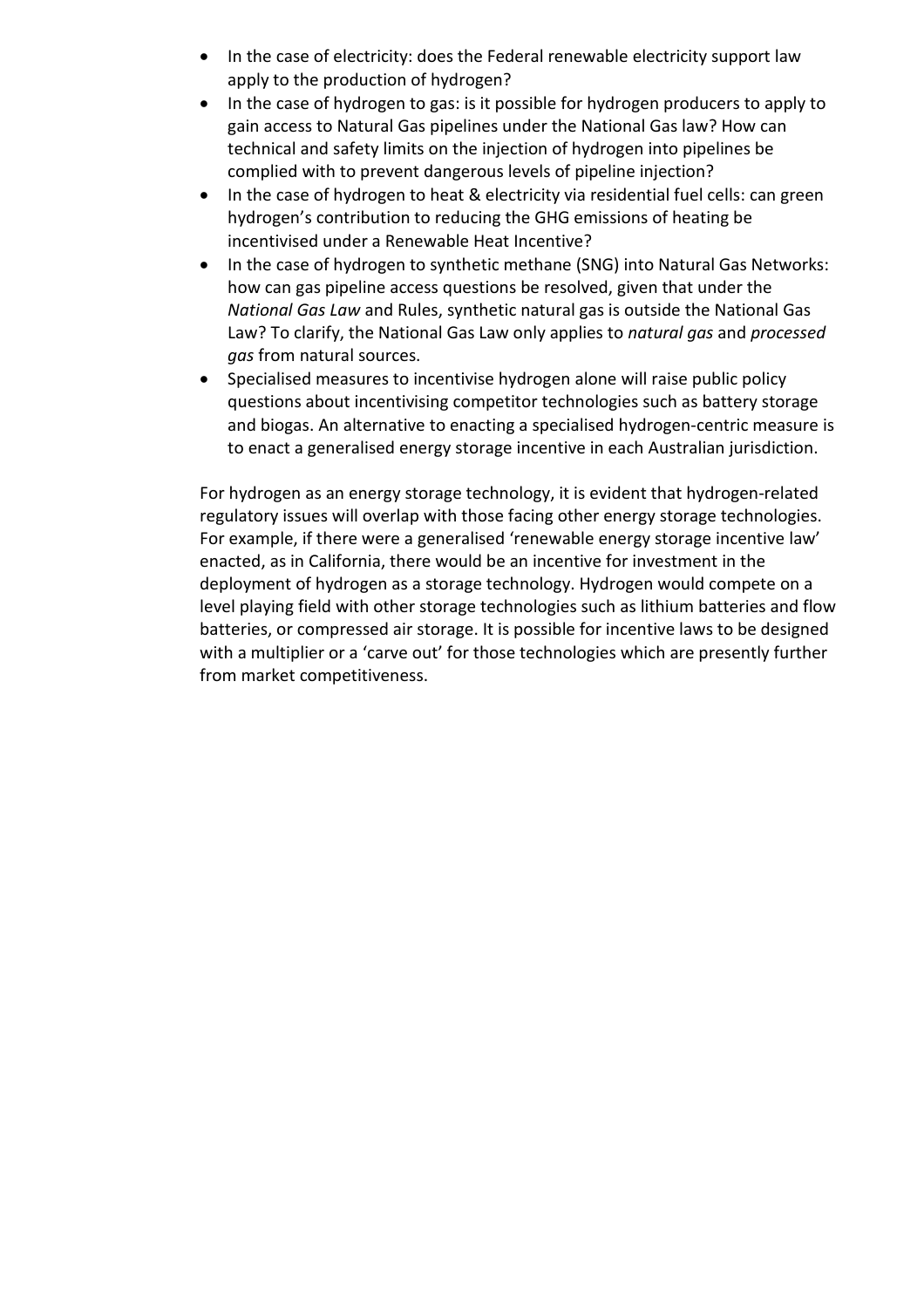- In the case of electricity: does the Federal renewable electricity support law apply to the production of hydrogen?
- In the case of hydrogen to gas: is it possible for hydrogen producers to apply to gain access to Natural Gas pipelines under the National Gas law? How can technical and safety limits on the injection of hydrogen into pipelines be complied with to prevent dangerous levels of pipeline injection?
- In the case of hydrogen to heat & electricity via residential fuel cells: can green hydrogen's contribution to reducing the GHG emissions of heating be incentivised under a Renewable Heat Incentive?
- In the case of hydrogen to synthetic methane (SNG) into Natural Gas Networks: how can gas pipeline access questions be resolved, given that under the *National Gas Law* and Rules, synthetic natural gas is outside the National Gas Law? To clarify, the National Gas Law only applies to *natural gas* and *processed gas* from natural sources.
- Specialised measures to incentivise hydrogen alone will raise public policy questions about incentivising competitor technologies such as battery storage and biogas. An alternative to enacting a specialised hydrogen-centric measure is to enact a generalised energy storage incentive in each Australian jurisdiction.

For hydrogen as an energy storage technology, it is evident that hydrogen-related regulatory issues will overlap with those facing other energy storage technologies. For example, if there were a generalised 'renewable energy storage incentive law' enacted, as in California, there would be an incentive for investment in the deployment of hydrogen as a storage technology. Hydrogen would compete on a level playing field with other storage technologies such as lithium batteries and flow batteries, or compressed air storage. It is possible for incentive laws to be designed with a multiplier or a 'carve out' for those technologies which are presently further from market competitiveness.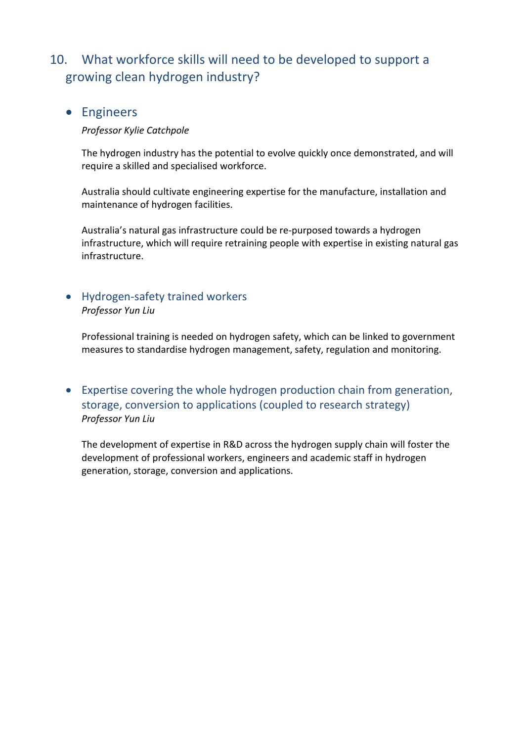## 10. What workforce skills will need to be developed to support a growing clean hydrogen industry?

- ### Engineers

  *Professor Kylie Catchpole*

  The hydrogen industry has the potential to evolve quickly once demonstrated, and will require a skilled and specialised workforce.

  Australia should cultivate engineering expertise for the manufacture, installation and maintenance of hydrogen facilities.

  Australia's natural gas infrastructure could be re-purposed towards a hydrogen infrastructure, which will require retraining people with expertise in existing natural gas infrastructure.

- ### Hydrogen-safety trained workers

  *Professor Yun Liu*

  Professional training is needed on hydrogen safety, which can be linked to government measures to standardise hydrogen management, safety, regulation and monitoring.

- ### Expertise covering the whole hydrogen production chain from generation, storage, conversion to applications (coupled to research strategy)

  *Professor Yun Liu*

  The development of expertise in R&D across the hydrogen supply chain will foster the development of professional workers, engineers and academic staff in hydrogen generation, storage, conversion and applications.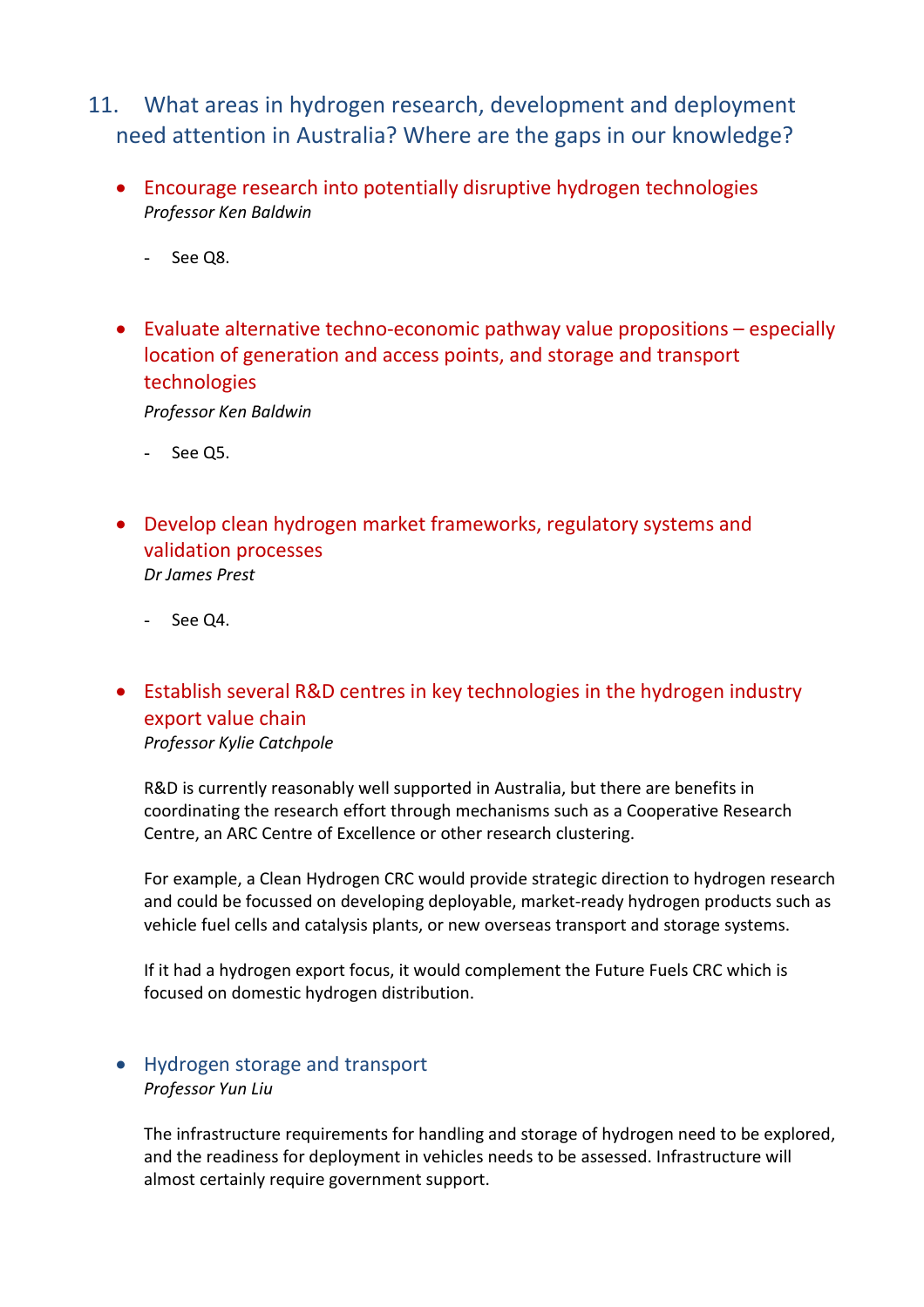## 11. What areas in hydrogen research, development and deployment need attention in Australia? Where are the gaps in our knowledge?

- **Encourage research into potentially disruptive hydrogen technologies**
  *Professor Ken Baldwin*

  - See Q8.

- **Evaluate alternative techno-economic pathway value propositions – especially location of generation and access points, and storage and transport technologies**
  *Professor Ken Baldwin*

  - See Q5.

- **Develop clean hydrogen market frameworks, regulatory systems and validation processes**
  *Dr James Prest*

  - See Q4.

- **Establish several R&D centres in key technologies in the hydrogen industry export value chain**
  *Professor Kylie Catchpole*

  R&D is currently reasonably well supported in Australia, but there are benefits in coordinating the research effort through mechanisms such as a Cooperative Research Centre, an ARC Centre of Excellence or other research clustering.

  For example, a Clean Hydrogen CRC would provide strategic direction to hydrogen research and could be focussed on developing deployable, market-ready hydrogen products such as vehicle fuel cells and catalysis plants, or new overseas transport and storage systems.

  If it had a hydrogen export focus, it would complement the Future Fuels CRC which is focused on domestic hydrogen distribution.

- **Hydrogen storage and transport**
  *Professor Yun Liu*

  The infrastructure requirements for handling and storage of hydrogen need to be explored, and the readiness for deployment in vehicles needs to be assessed. Infrastructure will almost certainly require government support.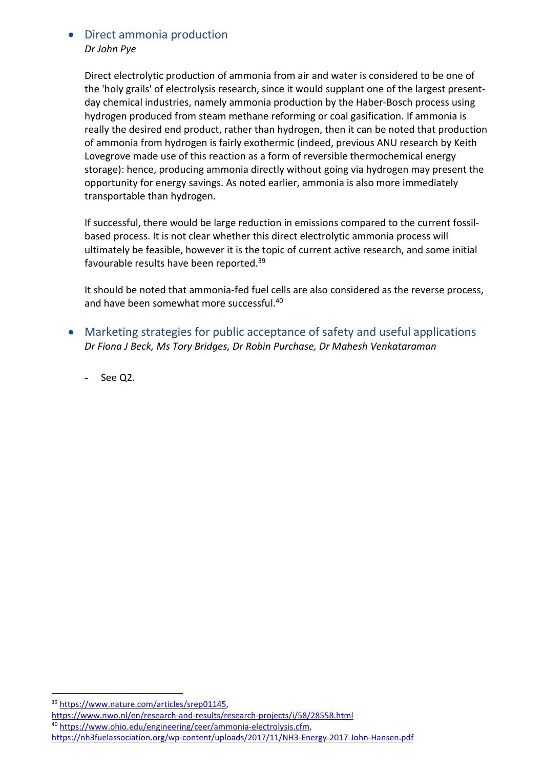- ### Direct ammonia production

  *Dr John Pye*

  Direct electrolytic production of ammonia from air and water is considered to be one of the 'holy grails' of electrolysis research, since it would supplant one of the largest present-day chemical industries, namely ammonia production by the Haber-Bosch process using hydrogen produced from steam methane reforming or coal gasification. If ammonia is really the desired end product, rather than hydrogen, then it can be noted that production of ammonia from hydrogen is fairly exothermic (indeed, previous ANU research by Keith Lovegrove made use of this reaction as a form of reversible thermochemical energy storage): hence, producing ammonia directly without going via hydrogen may present the opportunity for energy savings. As noted earlier, ammonia is also more immediately transportable than hydrogen.

  If successful, there would be large reduction in emissions compared to the current fossil-based process. It is not clear whether this direct electrolytic ammonia process will ultimately be feasible, however it is the topic of current active research, and some initial favourable results have been reported.[39]

  It should be noted that ammonia-fed fuel cells are also considered as the reverse process, and have been somewhat more successful.[40]

- ### Marketing strategies for public acceptance of safety and useful applications

  *Dr Fiona J Beck, Ms Tory Bridges, Dr Robin Purchase, Dr Mahesh Venkataraman*

  - See Q2.

---

[39] https://www.nature.com/articles/srep01145, https://www.nwo.nl/en/research-and-results/research-projects/i/58/28558.html

[40] https://www.ohio.edu/engineering/ceer/ammonia-electrolysis.cfm, https://nh3fuelassociation.org/wp-content/uploads/2017/11/NH3-Energy-2017-John-Hansen.pdf